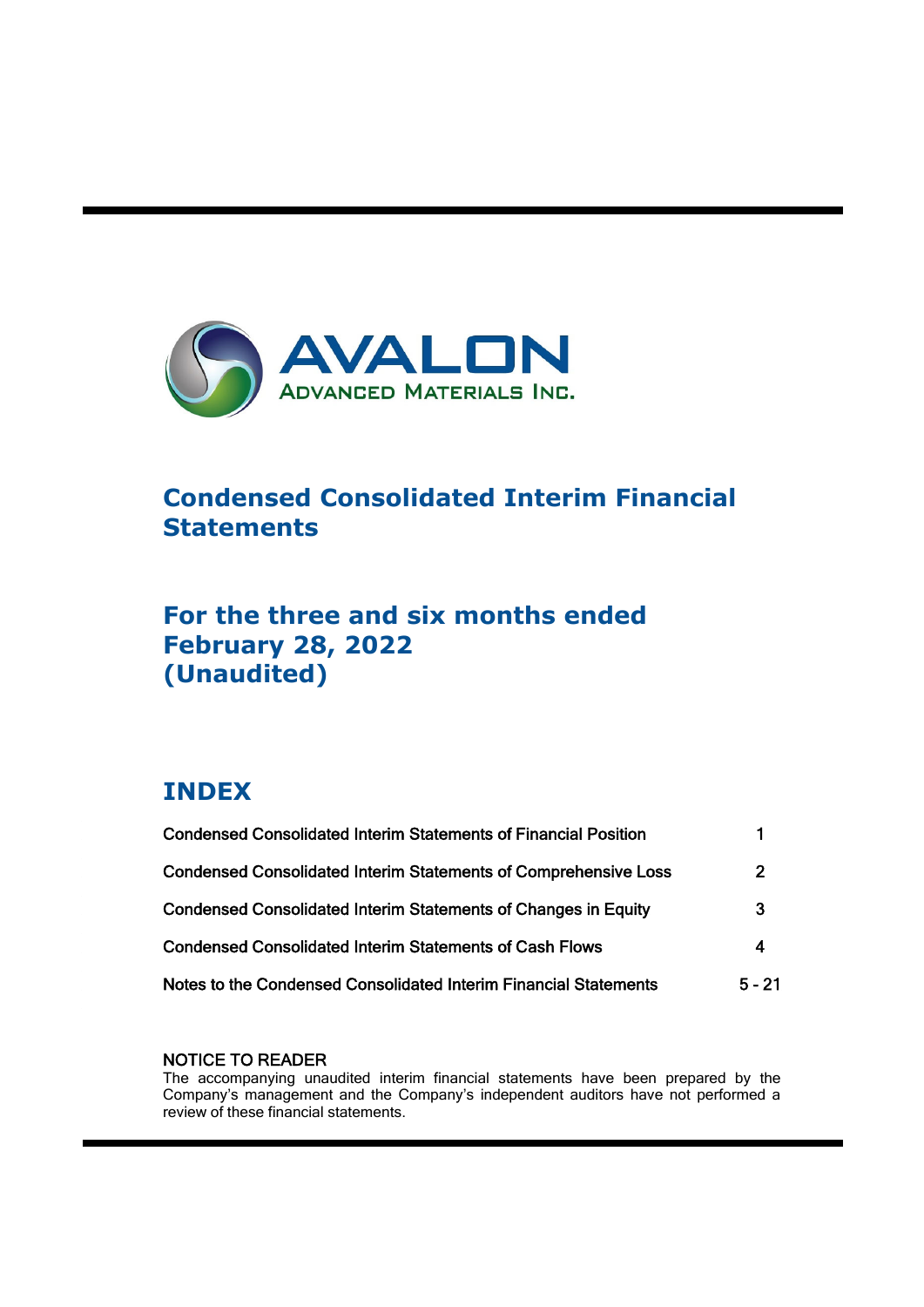# AVALON

ADVANCED MATERIALS INC.

## Condensed Consolidated Interim Financial Statements

## For the three and six months ended February 28, 2022 (Unaudited)

## INDEX

| | |
|---|---|
| Condensed Consolidated Interim Statements of Financial Position | 1 |
| Condensed Consolidated Interim Statements of Comprehensive Loss | 2 |
| Condensed Consolidated Interim Statements of Changes in Equity | 3 |
| Condensed Consolidated Interim Statements of Cash Flows | 4 |
| Notes to the Condensed Consolidated Interim Financial Statements | 5 - 21 |

NOTICE TO READER

The accompanying unaudited interim financial statements have been prepared by the Company's management and the Company's independent auditors have not performed a review of these financial statements.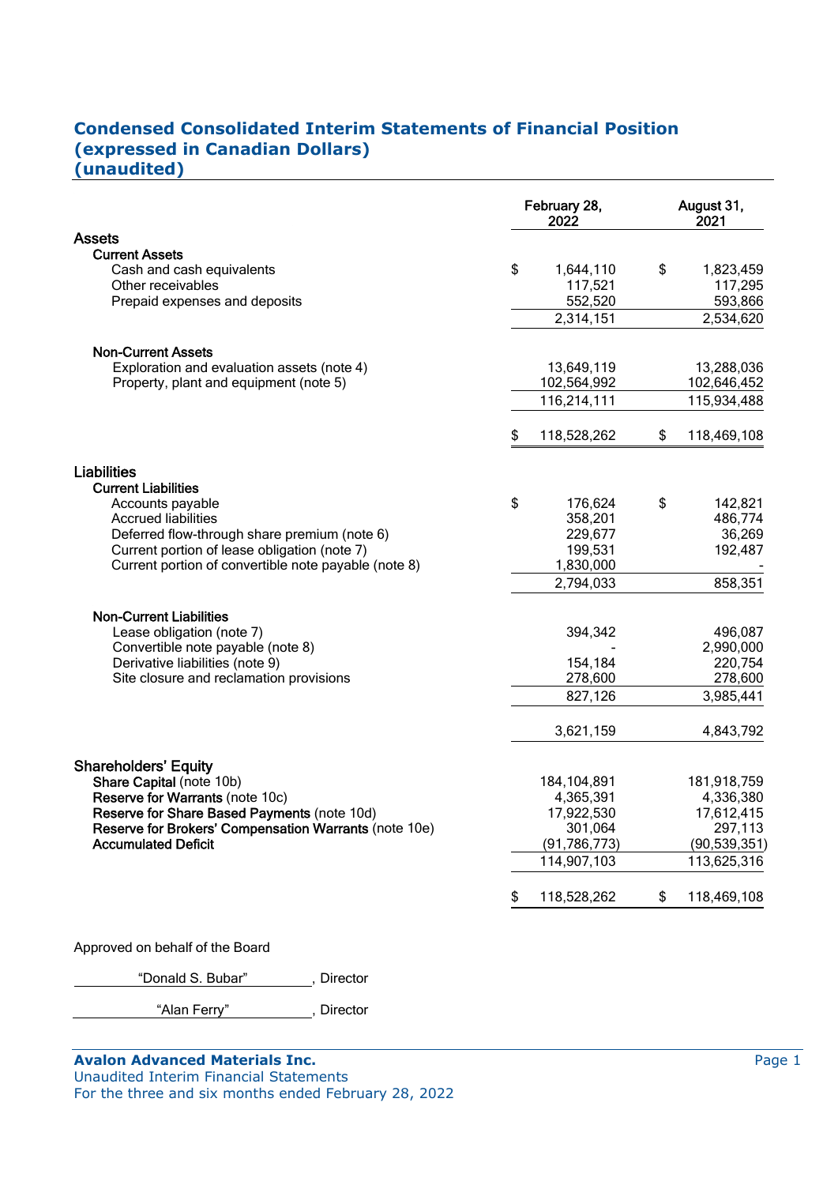# Condensed Consolidated Interim Statements of Financial Position
## (expressed in Canadian Dollars)
## (unaudited)

| | February 28, 2022 | August 31, 2021 |
|---|---|---|
| **Assets** | | |
| **Current Assets** | | |
| Cash and cash equivalents | $ 1,644,110 | $ 1,823,459 |
| Other receivables | 117,521 | 117,295 |
| Prepaid expenses and deposits | 552,520 | 593,866 |
| | 2,314,151 | 2,534,620 |
| **Non-Current Assets** | | |
| Exploration and evaluation assets (note 4) | 13,649,119 | 13,288,036 |
| Property, plant and equipment (note 5) | 102,564,992 | 102,646,452 |
| | 116,214,111 | 115,934,488 |
| | $ 118,528,262 | $ 118,469,108 |
| **Liabilities** | | |
| **Current Liabilities** | | |
| Accounts payable | $ 176,624 | $ 142,821 |
| Accrued liabilities | 358,201 | 486,774 |
| Deferred flow-through share premium (note 6) | 229,677 | 36,269 |
| Current portion of lease obligation (note 7) | 199,531 | 192,487 |
| Current portion of convertible note payable (note 8) | 1,830,000 | - |
| | 2,794,033 | 858,351 |
| **Non-Current Liabilities** | | |
| Lease obligation (note 7) | 394,342 | 496,087 |
| Convertible note payable (note 8) | - | 2,990,000 |
| Derivative liabilities (note 9) | 154,184 | 220,754 |
| Site closure and reclamation provisions | 278,600 | 278,600 |
| | 827,126 | 3,985,441 |
| | 3,621,159 | 4,843,792 |
| **Shareholders' Equity** | | |
| **Share Capital** (note 10b) | 184,104,891 | 181,918,759 |
| **Reserve for Warrants** (note 10c) | 4,365,391 | 4,336,380 |
| **Reserve for Share Based Payments** (note 10d) | 17,922,530 | 17,612,415 |
| **Reserve for Brokers' Compensation Warrants** (note 10e) | 301,064 | 297,113 |
| **Accumulated Deficit** | (91,786,773) | (90,539,351) |
| | 114,907,103 | 113,625,316 |
| | $ 118,528,262 | $ 118,469,108 |

Approved on behalf of the Board

"Donald S. Bubar", Director

"Alan Ferry", Director

**Avalon Advanced Materials Inc.**
Unaudited Interim Financial Statements
For the three and six months ended February 28, 2022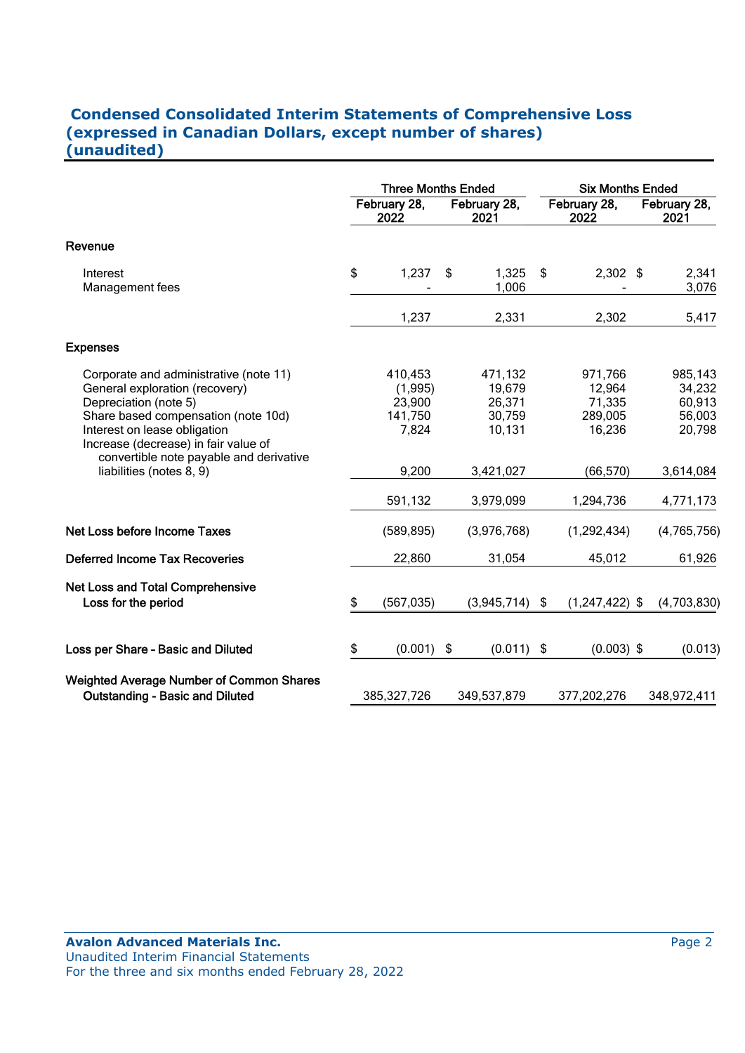## Condensed Consolidated Interim Statements of Comprehensive Loss
## (expressed in Canadian Dollars, except number of shares)
## (unaudited)

| | Three Months Ended | | Six Months Ended | |
|---|---|---|---|---|
| | February 28, 2022 | February 28, 2021 | February 28, 2022 | February 28, 2021 |
| **Revenue** | | | | |
| Interest | $ 1,237 | $ 1,325 | $ 2,302 | $ 2,341 |
| Management fees | - | 1,006 | - | 3,076 |
| | 1,237 | 2,331 | 2,302 | 5,417 |
| **Expenses** | | | | |
| Corporate and administrative (note 11) | 410,453 | 471,132 | 971,766 | 985,143 |
| General exploration (recovery) | (1,995) | 19,679 | 12,964 | 34,232 |
| Depreciation (note 5) | 23,900 | 26,371 | 71,335 | 60,913 |
| Share based compensation (note 10d) | 141,750 | 30,759 | 289,005 | 56,003 |
| Interest on lease obligation | 7,824 | 10,131 | 16,236 | 20,798 |
| Increase (decrease) in fair value of convertible note payable and derivative liabilities (notes 8, 9) | 9,200 | 3,421,027 | (66,570) | 3,614,084 |
| | 591,132 | 3,979,099 | 1,294,736 | 4,771,173 |
| **Net Loss before Income Taxes** | (589,895) | (3,976,768) | (1,292,434) | (4,765,756) |
| **Deferred Income Tax Recoveries** | 22,860 | 31,054 | 45,012 | 61,926 |
| **Net Loss and Total Comprehensive Loss for the period** | $ (567,035) | (3,945,714) | $ (1,247,422) | $ (4,703,830) |
| **Loss per Share - Basic and Diluted** | $ (0.001) | $ (0.011) | $ (0.003) | $ (0.013) |
| **Weighted Average Number of Common Shares Outstanding - Basic and Diluted** | 385,327,726 | 349,537,879 | 377,202,276 | 348,972,411 |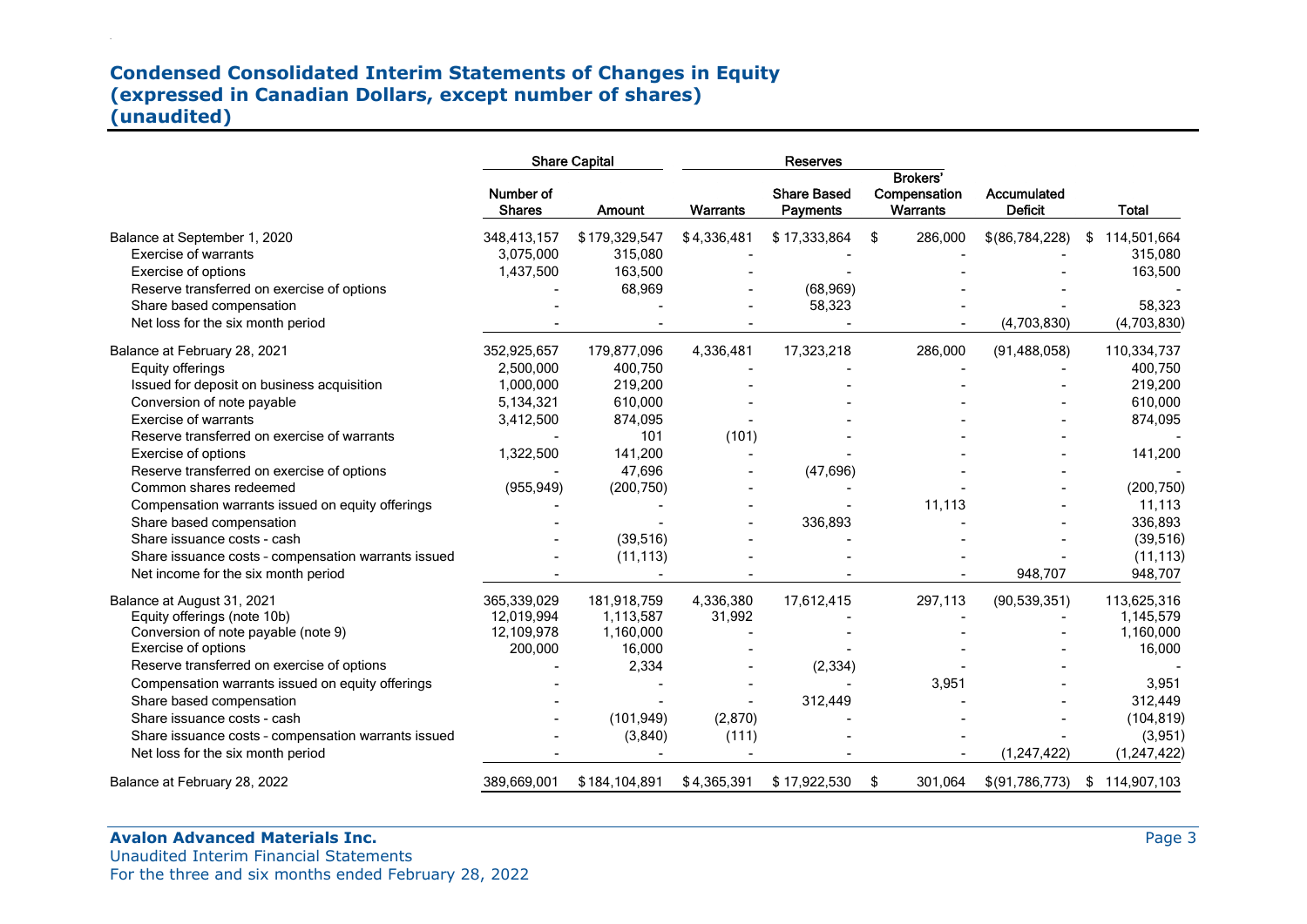# Condensed Consolidated Interim Statements of Changes in Equity
# (expressed in Canadian Dollars, except number of shares)
# (unaudited)

| | Share Capital | | Reserves | | | | |
|---|---|---|---|---|---|---|---|
| | Number of Shares | Amount | Warrants | Share Based Payments | Brokers' Compensation Warrants | Accumulated Deficit | Total |
| Balance at September 1, 2020 | 348,413,157 | $179,329,547 | $4,336,481 | $17,333,864 | $ 286,000 | $(86,784,228) | $ 114,501,664 |
| Exercise of warrants | 3,075,000 | 315,080 | - | - | - | - | 315,080 |
| Exercise of options | 1,437,500 | 163,500 | - | - | - | - | 163,500 |
| Reserve transferred on exercise of options | - | 68,969 | - | (68,969) | - | - | - |
| Share based compensation | - | - | - | 58,323 | - | - | 58,323 |
| Net loss for the six month period | - | - | - | - | - | (4,703,830) | (4,703,830) |
| Balance at February 28, 2021 | 352,925,657 | 179,877,096 | 4,336,481 | 17,323,218 | 286,000 | (91,488,058) | 110,334,737 |
| Equity offerings | 2,500,000 | 400,750 | - | - | - | - | 400,750 |
| Issued for deposit on business acquisition | 1,000,000 | 219,200 | - | - | - | - | 219,200 |
| Conversion of note payable | 5,134,321 | 610,000 | - | - | - | - | 610,000 |
| Exercise of warrants | 3,412,500 | 874,095 | - | - | - | - | 874,095 |
| Reserve transferred on exercise of warrants | - | 101 | (101) | - | - | - | - |
| Exercise of options | 1,322,500 | 141,200 | - | - | - | - | 141,200 |
| Reserve transferred on exercise of options | - | 47,696 | - | (47,696) | - | - | - |
| Common shares redeemed | (955,949) | (200,750) | - | - | - | - | (200,750) |
| Compensation warrants issued on equity offerings | - | - | - | - | 11,113 | - | 11,113 |
| Share based compensation | - | - | - | 336,893 | - | - | 336,893 |
| Share issuance costs - cash | - | (39,516) | - | - | - | - | (39,516) |
| Share issuance costs - compensation warrants issued | - | (11,113) | - | - | - | - | (11,113) |
| Net income for the six month period | - | - | - | - | - | 948,707 | 948,707 |
| Balance at August 31, 2021 | 365,339,029 | 181,918,759 | 4,336,380 | 17,612,415 | 297,113 | (90,539,351) | 113,625,316 |
| Equity offerings (note 10b) | 12,019,994 | 1,113,587 | 31,992 | - | - | - | 1,145,579 |
| Conversion of note payable (note 9) | 12,109,978 | 1,160,000 | - | - | - | - | 1,160,000 |
| Exercise of options | 200,000 | 16,000 | - | - | - | - | 16,000 |
| Reserve transferred on exercise of options | - | 2,334 | - | (2,334) | - | - | - |
| Compensation warrants issued on equity offerings | - | - | - | - | 3,951 | - | 3,951 |
| Share based compensation | - | - | - | 312,449 | - | - | 312,449 |
| Share issuance costs - cash | - | (101,949) | (2,870) | - | - | - | (104,819) |
| Share issuance costs - compensation warrants issued | - | (3,840) | (111) | - | - | - | (3,951) |
| Net loss for the six month period | - | - | - | - | - | (1,247,422) | (1,247,422) |
| Balance at February 28, 2022 | 389,669,001 | $184,104,891 | $4,365,391 | $17,922,530 | $ 301,064 | $(91,786,773) | $ 114,907,103 |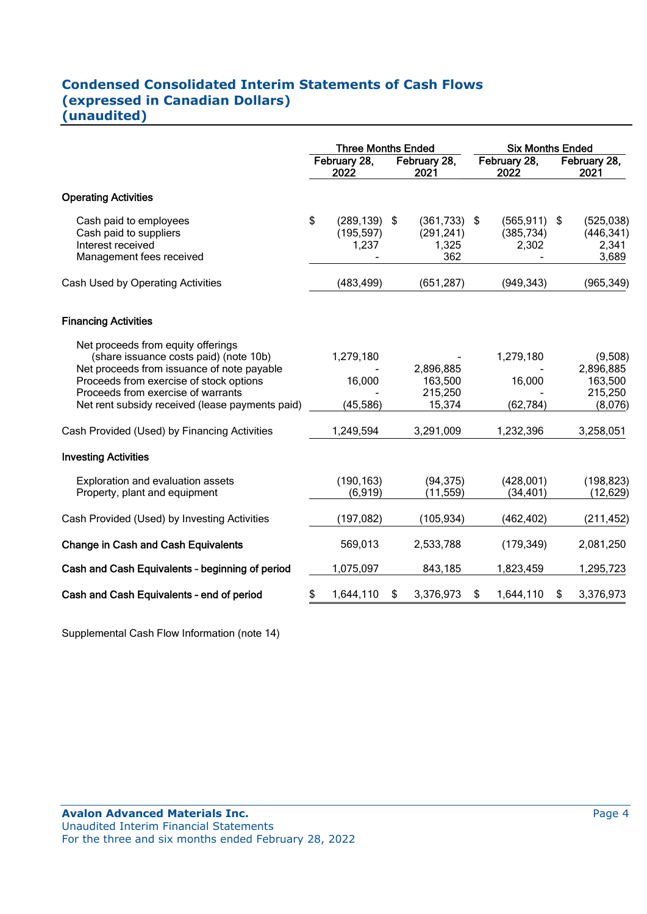# Condensed Consolidated Interim Statements of Cash Flows
## (expressed in Canadian Dollars)
## (unaudited)

| | Three Months Ended | | Six Months Ended | |
|---|---|---|---|---|
| | February 28, 2022 | February 28, 2021 | February 28, 2022 | February 28, 2021 |
| **Operating Activities** | | | | |
| Cash paid to employees | $ (289,139) | $ (361,733) | $ (565,911) | $ (525,038) |
| Cash paid to suppliers | (195,597) | (291,241) | (385,734) | (446,341) |
| Interest received | 1,237 | 1,325 | 2,302 | 2,341 |
| Management fees received | - | 362 | - | 3,689 |
| Cash Used by Operating Activities | (483,499) | (651,287) | (949,343) | (965,349) |
| **Financing Activities** | | | | |
| Net proceeds from equity offerings (share issuance costs paid) (note 10b) | 1,279,180 | - | 1,279,180 | (9,508) |
| Net proceeds from issuance of note payable | - | 2,896,885 | - | 2,896,885 |
| Proceeds from exercise of stock options | 16,000 | 163,500 | 16,000 | 163,500 |
| Proceeds from exercise of warrants | - | 215,250 | - | 215,250 |
| Net rent subsidy received (lease payments paid) | (45,586) | 15,374 | (62,784) | (8,076) |
| Cash Provided (Used) by Financing Activities | 1,249,594 | 3,291,009 | 1,232,396 | 3,258,051 |
| **Investing Activities** | | | | |
| Exploration and evaluation assets | (190,163) | (94,375) | (428,001) | (198,823) |
| Property, plant and equipment | (6,919) | (11,559) | (34,401) | (12,629) |
| Cash Provided (Used) by Investing Activities | (197,082) | (105,934) | (462,402) | (211,452) |
| **Change in Cash and Cash Equivalents** | 569,013 | 2,533,788 | (179,349) | 2,081,250 |
| **Cash and Cash Equivalents - beginning of period** | 1,075,097 | 843,185 | 1,823,459 | 1,295,723 |
| **Cash and Cash Equivalents - end of period** | $ 1,644,110 | $ 3,376,973 | $ 1,644,110 | $ 3,376,973 |

Supplemental Cash Flow Information (note 14)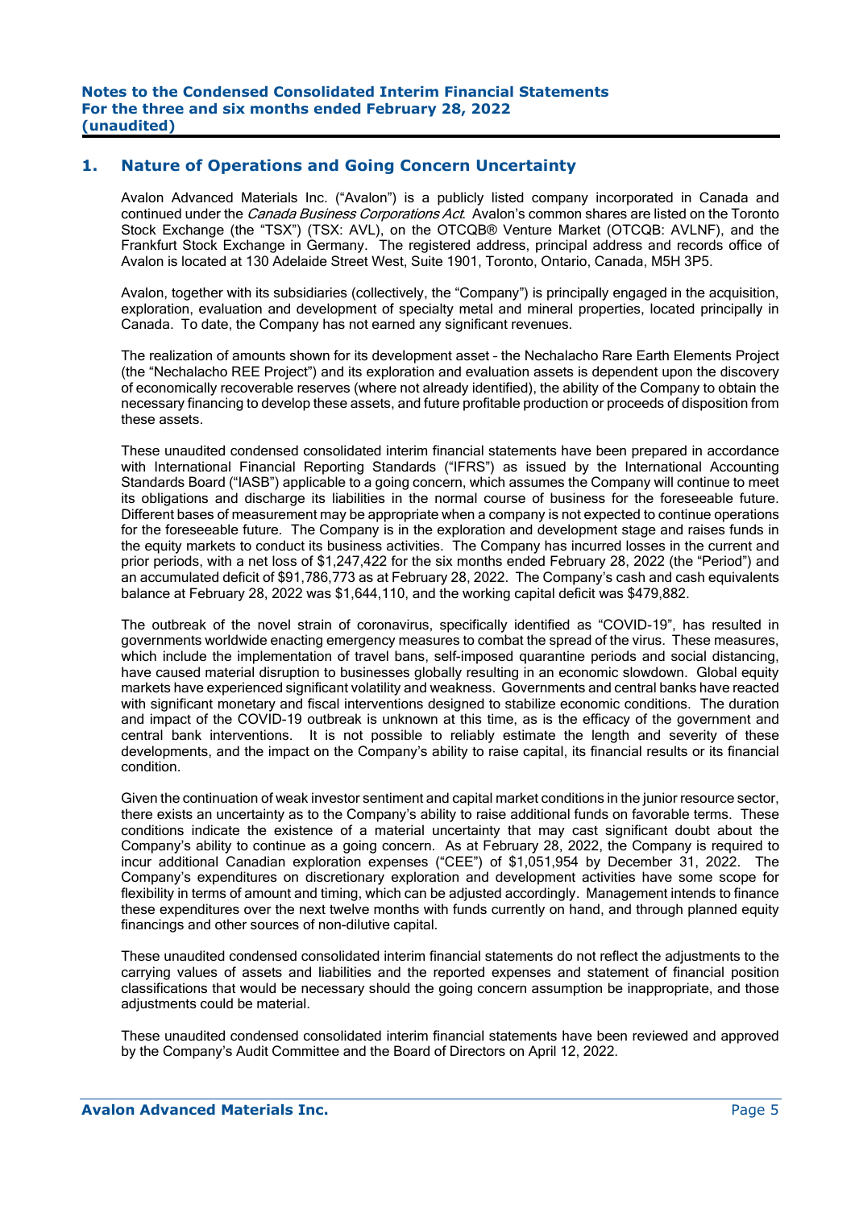## 1. Nature of Operations and Going Concern Uncertainty

Avalon Advanced Materials Inc. ("Avalon") is a publicly listed company incorporated in Canada and continued under the *Canada Business Corporations Act*. Avalon's common shares are listed on the Toronto Stock Exchange (the "TSX") (TSX: AVL), on the OTCQB® Venture Market (OTCQB: AVLNF), and the Frankfurt Stock Exchange in Germany. The registered address, principal address and records office of Avalon is located at 130 Adelaide Street West, Suite 1901, Toronto, Ontario, Canada, M5H 3P5.

Avalon, together with its subsidiaries (collectively, the "Company") is principally engaged in the acquisition, exploration, evaluation and development of specialty metal and mineral properties, located principally in Canada. To date, the Company has not earned any significant revenues.

The realization of amounts shown for its development asset – the Nechalacho Rare Earth Elements Project (the "Nechalacho REE Project") and its exploration and evaluation assets is dependent upon the discovery of economically recoverable reserves (where not already identified), the ability of the Company to obtain the necessary financing to develop these assets, and future profitable production or proceeds of disposition from these assets.

These unaudited condensed consolidated interim financial statements have been prepared in accordance with International Financial Reporting Standards ("IFRS") as issued by the International Accounting Standards Board ("IASB") applicable to a going concern, which assumes the Company will continue to meet its obligations and discharge its liabilities in the normal course of business for the foreseeable future. Different bases of measurement may be appropriate when a company is not expected to continue operations for the foreseeable future. The Company is in the exploration and development stage and raises funds in the equity markets to conduct its business activities. The Company has incurred losses in the current and prior periods, with a net loss of $1,247,422 for the six months ended February 28, 2022 (the "Period") and an accumulated deficit of $91,786,773 as at February 28, 2022. The Company's cash and cash equivalents balance at February 28, 2022 was $1,644,110, and the working capital deficit was $479,882.

The outbreak of the novel strain of coronavirus, specifically identified as "COVID-19", has resulted in governments worldwide enacting emergency measures to combat the spread of the virus. These measures, which include the implementation of travel bans, self-imposed quarantine periods and social distancing, have caused material disruption to businesses globally resulting in an economic slowdown. Global equity markets have experienced significant volatility and weakness. Governments and central banks have reacted with significant monetary and fiscal interventions designed to stabilize economic conditions. The duration and impact of the COVID-19 outbreak is unknown at this time, as is the efficacy of the government and central bank interventions. It is not possible to reliably estimate the length and severity of these developments, and the impact on the Company's ability to raise capital, its financial results or its financial condition.

Given the continuation of weak investor sentiment and capital market conditions in the junior resource sector, there exists an uncertainty as to the Company's ability to raise additional funds on favorable terms. These conditions indicate the existence of a material uncertainty that may cast significant doubt about the Company's ability to continue as a going concern. As at February 28, 2022, the Company is required to incur additional Canadian exploration expenses ("CEE") of $1,051,954 by December 31, 2022. The Company's expenditures on discretionary exploration and development activities have some scope for flexibility in terms of amount and timing, which can be adjusted accordingly. Management intends to finance these expenditures over the next twelve months with funds currently on hand, and through planned equity financings and other sources of non-dilutive capital.

These unaudited condensed consolidated interim financial statements do not reflect the adjustments to the carrying values of assets and liabilities and the reported expenses and statement of financial position classifications that would be necessary should the going concern assumption be inappropriate, and those adjustments could be material.

These unaudited condensed consolidated interim financial statements have been reviewed and approved by the Company's Audit Committee and the Board of Directors on April 12, 2022.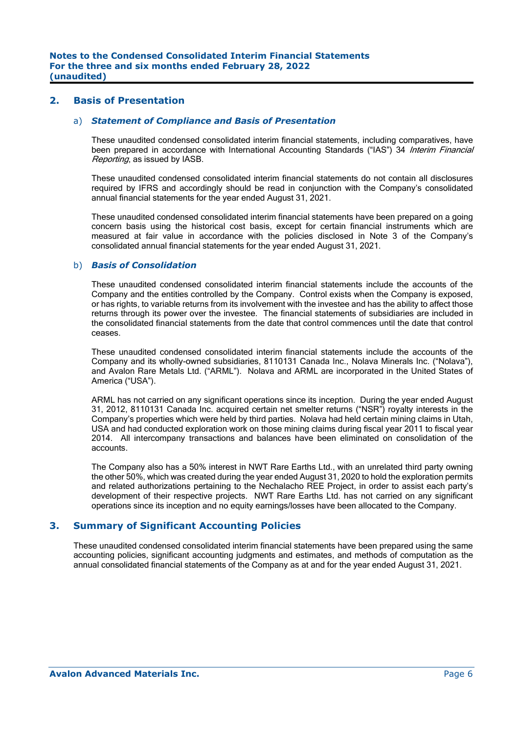## 2. Basis of Presentation

### a) *Statement of Compliance and Basis of Presentation*

These unaudited condensed consolidated interim financial statements, including comparatives, have been prepared in accordance with International Accounting Standards ("IAS") 34 *Interim Financial Reporting*, as issued by IASB.

These unaudited condensed consolidated interim financial statements do not contain all disclosures required by IFRS and accordingly should be read in conjunction with the Company's consolidated annual financial statements for the year ended August 31, 2021.

These unaudited condensed consolidated interim financial statements have been prepared on a going concern basis using the historical cost basis, except for certain financial instruments which are measured at fair value in accordance with the policies disclosed in Note 3 of the Company's consolidated annual financial statements for the year ended August 31, 2021.

### b) *Basis of Consolidation*

These unaudited condensed consolidated interim financial statements include the accounts of the Company and the entities controlled by the Company. Control exists when the Company is exposed, or has rights, to variable returns from its involvement with the investee and has the ability to affect those returns through its power over the investee. The financial statements of subsidiaries are included in the consolidated financial statements from the date that control commences until the date that control ceases.

These unaudited condensed consolidated interim financial statements include the accounts of the Company and its wholly-owned subsidiaries, 8110131 Canada Inc., Nolava Minerals Inc. ("Nolava"), and Avalon Rare Metals Ltd. ("ARML"). Nolava and ARML are incorporated in the United States of America ("USA").

ARML has not carried on any significant operations since its inception. During the year ended August 31, 2012, 8110131 Canada Inc. acquired certain net smelter returns ("NSR") royalty interests in the Company's properties which were held by third parties. Nolava had held certain mining claims in Utah, USA and had conducted exploration work on those mining claims during fiscal year 2011 to fiscal year 2014. All intercompany transactions and balances have been eliminated on consolidation of the accounts.

The Company also has a 50% interest in NWT Rare Earths Ltd., with an unrelated third party owning the other 50%, which was created during the year ended August 31, 2020 to hold the exploration permits and related authorizations pertaining to the Nechalacho REE Project, in order to assist each party's development of their respective projects. NWT Rare Earths Ltd. has not carried on any significant operations since its inception and no equity earnings/losses have been allocated to the Company.

## 3. Summary of Significant Accounting Policies

These unaudited condensed consolidated interim financial statements have been prepared using the same accounting policies, significant accounting judgments and estimates, and methods of computation as the annual consolidated financial statements of the Company as at and for the year ended August 31, 2021.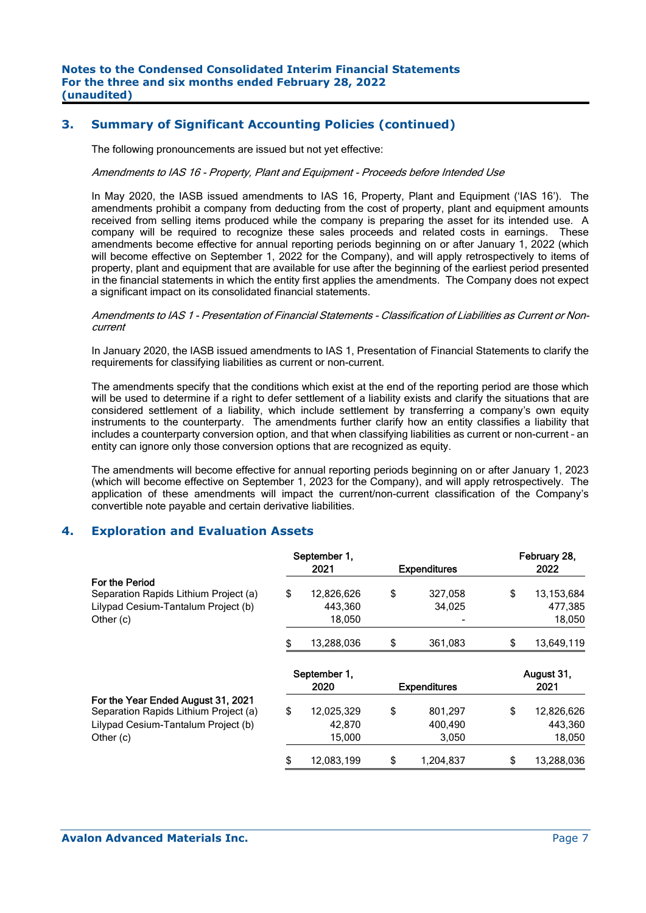## 3. Summary of Significant Accounting Policies (continued)

The following pronouncements are issued but not yet effective:

*Amendments to IAS 16 - Property, Plant and Equipment - Proceeds before Intended Use*

In May 2020, the IASB issued amendments to IAS 16, Property, Plant and Equipment ('IAS 16'). The amendments prohibit a company from deducting from the cost of property, plant and equipment amounts received from selling items produced while the company is preparing the asset for its intended use. A company will be required to recognize these sales proceeds and related costs in earnings. These amendments become effective for annual reporting periods beginning on or after January 1, 2022 (which will become effective on September 1, 2022 for the Company), and will apply retrospectively to items of property, plant and equipment that are available for use after the beginning of the earliest period presented in the financial statements in which the entity first applies the amendments. The Company does not expect a significant impact on its consolidated financial statements.

*Amendments to IAS 1 - Presentation of Financial Statements - Classification of Liabilities as Current or Non-current*

In January 2020, the IASB issued amendments to IAS 1, Presentation of Financial Statements to clarify the requirements for classifying liabilities as current or non-current.

The amendments specify that the conditions which exist at the end of the reporting period are those which will be used to determine if a right to defer settlement of a liability exists and clarify the situations that are considered settlement of a liability, which include settlement by transferring a company's own equity instruments to the counterparty. The amendments further clarify how an entity classifies a liability that includes a counterparty conversion option, and that when classifying liabilities as current or non-current – an entity can ignore only those conversion options that are recognized as equity.

The amendments will become effective for annual reporting periods beginning on or after January 1, 2023 (which will become effective on September 1, 2023 for the Company), and will apply retrospectively. The application of these amendments will impact the current/non-current classification of the Company's convertible note payable and certain derivative liabilities.

## 4. Exploration and Evaluation Assets

| | September 1, 2021 | Expenditures | February 28, 2022 |
|---|---|---|---|
| **For the Period** | | | |
| Separation Rapids Lithium Project (a) | $ 12,826,626 | $ 327,058 | $ 13,153,684 |
| Lilypad Cesium-Tantalum Project (b) | 443,360 | 34,025 | 477,385 |
| Other (c) | 18,050 | - | 18,050 |
| | $ 13,288,036 | $ 361,083 | $ 13,649,119 |

| | September 1, 2020 | Expenditures | August 31, 2021 |
|---|---|---|---|
| **For the Year Ended August 31, 2021** | | | |
| Separation Rapids Lithium Project (a) | $ 12,025,329 | $ 801,297 | $ 12,826,626 |
| Lilypad Cesium-Tantalum Project (b) | 42,870 | 400,490 | 443,360 |
| Other (c) | 15,000 | 3,050 | 18,050 |
| | $ 12,083,199 | $ 1,204,837 | $ 13,288,036 |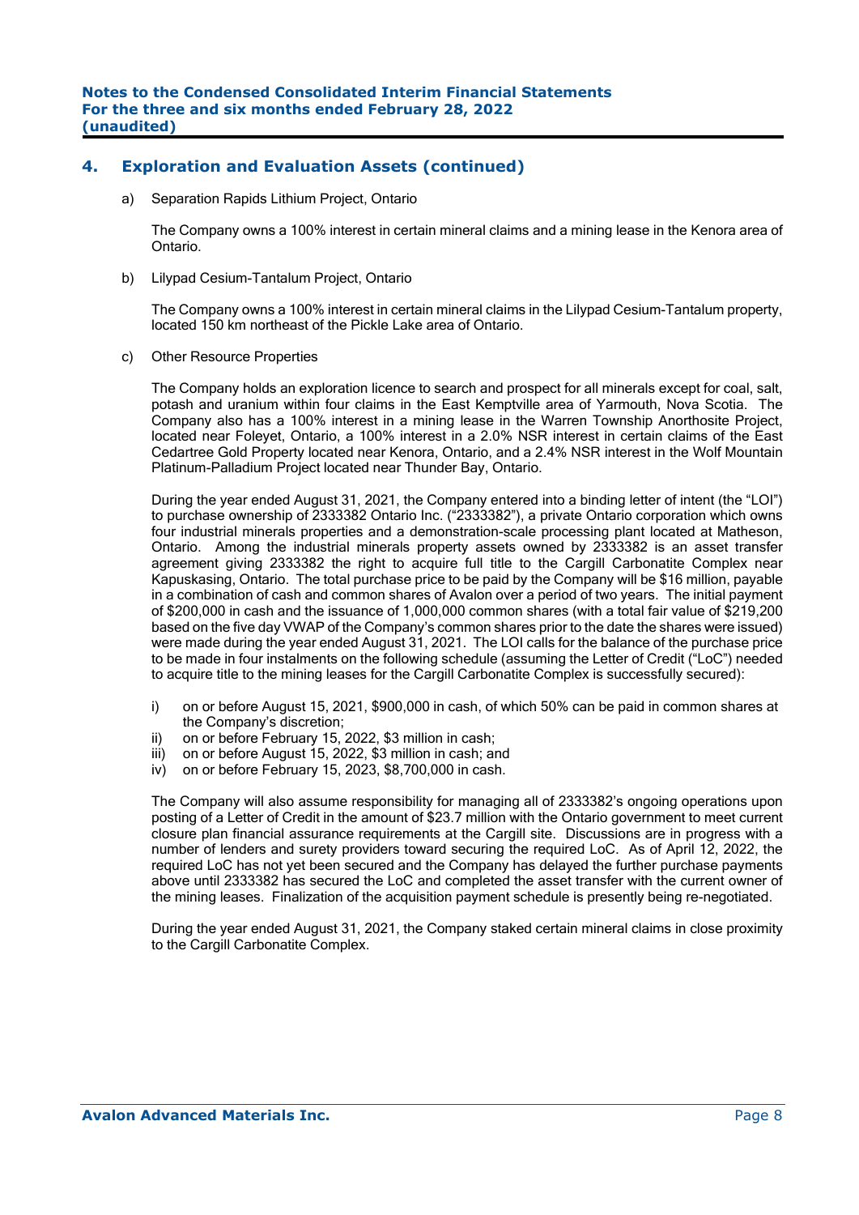## 4. Exploration and Evaluation Assets (continued)

a) Separation Rapids Lithium Project, Ontario

The Company owns a 100% interest in certain mineral claims and a mining lease in the Kenora area of Ontario.

b) Lilypad Cesium-Tantalum Project, Ontario

The Company owns a 100% interest in certain mineral claims in the Lilypad Cesium-Tantalum property, located 150 km northeast of the Pickle Lake area of Ontario.

c) Other Resource Properties

The Company holds an exploration licence to search and prospect for all minerals except for coal, salt, potash and uranium within four claims in the East Kemptville area of Yarmouth, Nova Scotia. The Company also has a 100% interest in a mining lease in the Warren Township Anorthosite Project, located near Foleyet, Ontario, a 100% interest in a 2.0% NSR interest in certain claims of the East Cedartree Gold Property located near Kenora, Ontario, and a 2.4% NSR interest in the Wolf Mountain Platinum-Palladium Project located near Thunder Bay, Ontario.

During the year ended August 31, 2021, the Company entered into a binding letter of intent (the "LOI") to purchase ownership of 2333382 Ontario Inc. ("2333382"), a private Ontario corporation which owns four industrial minerals properties and a demonstration-scale processing plant located at Matheson, Ontario. Among the industrial minerals property assets owned by 2333382 is an asset transfer agreement giving 2333382 the right to acquire full title to the Cargill Carbonatite Complex near Kapuskasing, Ontario. The total purchase price to be paid by the Company will be $16 million, payable in a combination of cash and common shares of Avalon over a period of two years. The initial payment of $200,000 in cash and the issuance of 1,000,000 common shares (with a total fair value of $219,200 based on the five day VWAP of the Company's common shares prior to the date the shares were issued) were made during the year ended August 31, 2021. The LOI calls for the balance of the purchase price to be made in four instalments on the following schedule (assuming the Letter of Credit ("LoC") needed to acquire title to the mining leases for the Cargill Carbonatite Complex is successfully secured):

i) on or before August 15, 2021, $900,000 in cash, of which 50% can be paid in common shares at the Company's discretion;
ii) on or before February 15, 2022, $3 million in cash;
iii) on or before August 15, 2022, $3 million in cash; and
iv) on or before February 15, 2023, $8,700,000 in cash.

The Company will also assume responsibility for managing all of 2333382's ongoing operations upon posting of a Letter of Credit in the amount of $23.7 million with the Ontario government to meet current closure plan financial assurance requirements at the Cargill site. Discussions are in progress with a number of lenders and surety providers toward securing the required LoC. As of April 12, 2022, the required LoC has not yet been secured and the Company has delayed the further purchase payments above until 2333382 has secured the LoC and completed the asset transfer with the current owner of the mining leases. Finalization of the acquisition payment schedule is presently being re-negotiated.

During the year ended August 31, 2021, the Company staked certain mineral claims in close proximity to the Cargill Carbonatite Complex.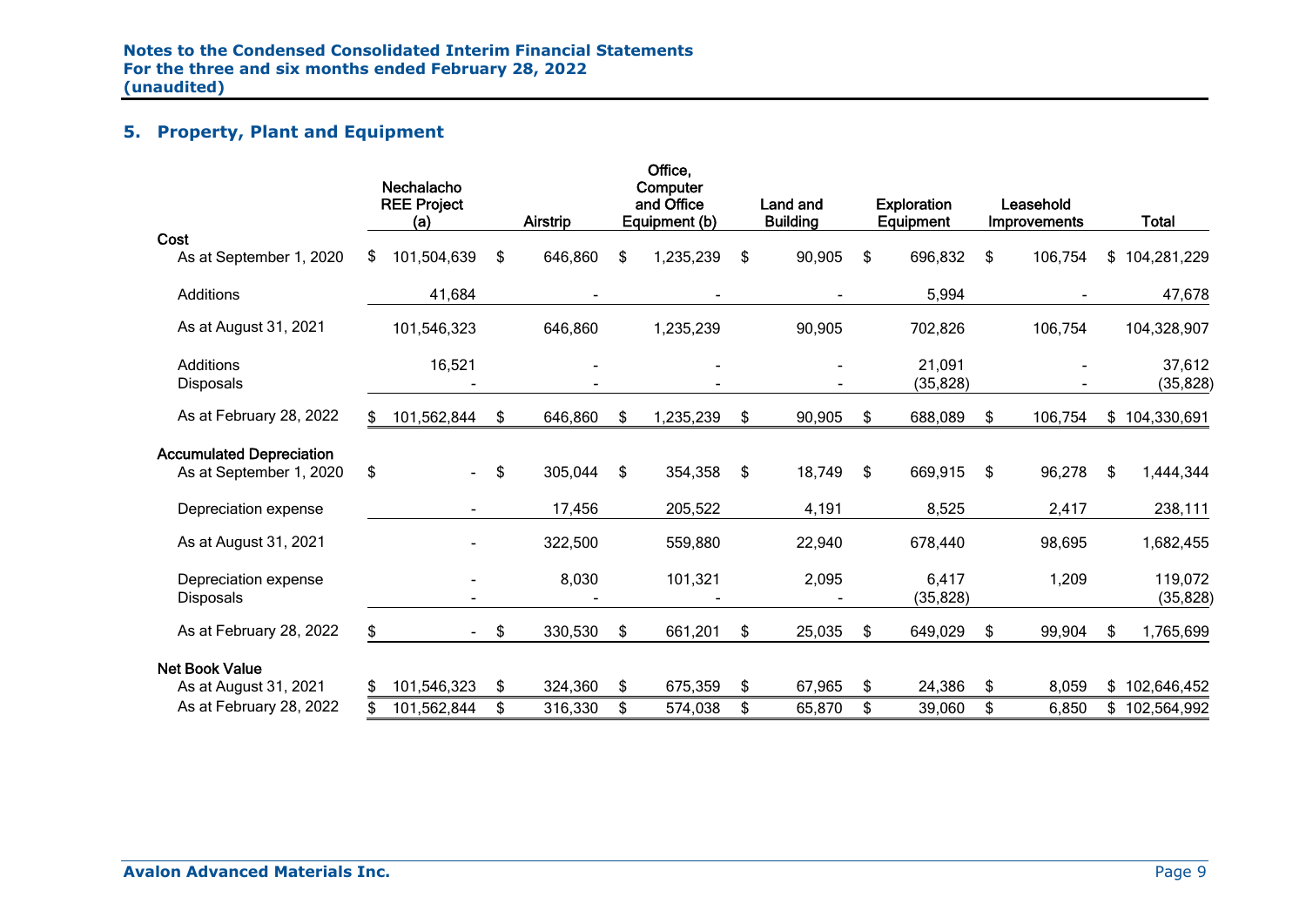## 5. Property, Plant and Equipment

| | Nechalacho REE Project (a) | Airstrip | Office, Computer and Office Equipment (b) | Land and Building | Exploration Equipment | Leasehold Improvements | Total |
|---|---|---|---|---|---|---|---|
| **Cost** | | | | | | | |
| As at September 1, 2020 | $ 101,504,639 | $ 646,860 | $ 1,235,239 | $ 90,905 | $ 696,832 | $ 106,754 | $ 104,281,229 |
| Additions | 41,684 | - | - | - | 5,994 | - | 47,678 |
| As at August 31, 2021 | 101,546,323 | 646,860 | 1,235,239 | 90,905 | 702,826 | 106,754 | 104,328,907 |
| Additions | 16,521 | - | - | - | 21,091 | - | 37,612 |
| Disposals | - | - | - | - | (35,828) | - | (35,828) |
| As at February 28, 2022 | $ 101,562,844 | $ 646,860 | $ 1,235,239 | $ 90,905 | $ 688,089 | $ 106,754 | $ 104,330,691 |
| **Accumulated Depreciation** | | | | | | | |
| As at September 1, 2020 | $ - | $ 305,044 | $ 354,358 | $ 18,749 | $ 669,915 | $ 96,278 | $ 1,444,344 |
| Depreciation expense | - | 17,456 | 205,522 | 4,191 | 8,525 | 2,417 | 238,111 |
| As at August 31, 2021 | - | 322,500 | 559,880 | 22,940 | 678,440 | 98,695 | 1,682,455 |
| Depreciation expense | - | 8,030 | 101,321 | 2,095 | 6,417 | 1,209 | 119,072 |
| Disposals | - | - | - | - | (35,828) | | (35,828) |
| As at February 28, 2022 | $ - | $ 330,530 | $ 661,201 | $ 25,035 | $ 649,029 | $ 99,904 | $ 1,765,699 |
| **Net Book Value** | | | | | | | |
| As at August 31, 2021 | $ 101,546,323 | $ 324,360 | $ 675,359 | $ 67,965 | $ 24,386 | $ 8,059 | $ 102,646,452 |
| As at February 28, 2022 | $ 101,562,844 | $ 316,330 | $ 574,038 | $ 65,870 | $ 39,060 | $ 6,850 | $ 102,564,992 |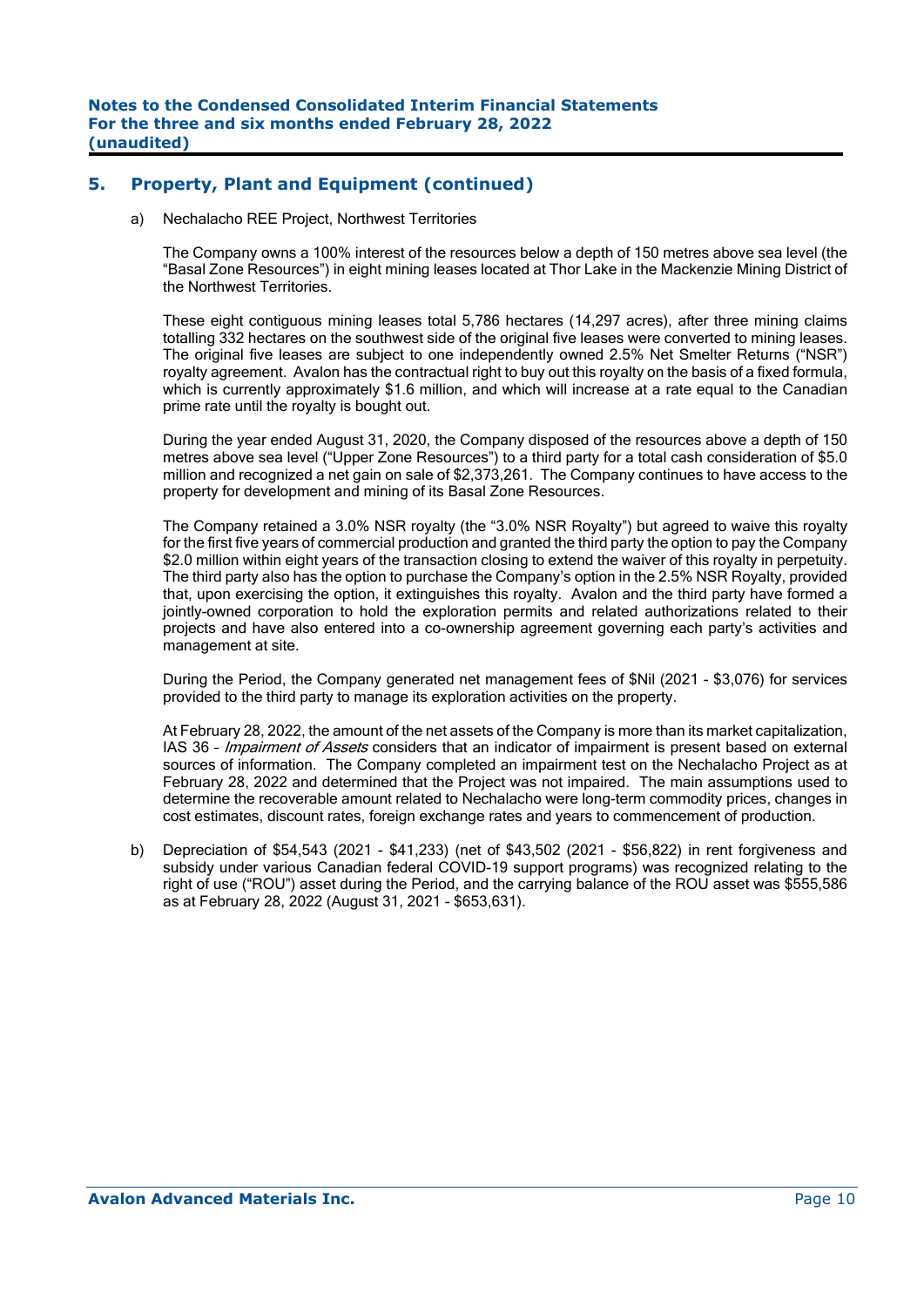## 5. Property, Plant and Equipment (continued)

a) Nechalacho REE Project, Northwest Territories

The Company owns a 100% interest of the resources below a depth of 150 metres above sea level (the "Basal Zone Resources") in eight mining leases located at Thor Lake in the Mackenzie Mining District of the Northwest Territories.

These eight contiguous mining leases total 5,786 hectares (14,297 acres), after three mining claims totalling 332 hectares on the southwest side of the original five leases were converted to mining leases. The original five leases are subject to one independently owned 2.5% Net Smelter Returns ("NSR") royalty agreement. Avalon has the contractual right to buy out this royalty on the basis of a fixed formula, which is currently approximately $1.6 million, and which will increase at a rate equal to the Canadian prime rate until the royalty is bought out.

During the year ended August 31, 2020, the Company disposed of the resources above a depth of 150 metres above sea level ("Upper Zone Resources") to a third party for a total cash consideration of $5.0 million and recognized a net gain on sale of $2,373,261. The Company continues to have access to the property for development and mining of its Basal Zone Resources.

The Company retained a 3.0% NSR royalty (the "3.0% NSR Royalty") but agreed to waive this royalty for the first five years of commercial production and granted the third party the option to pay the Company $2.0 million within eight years of the transaction closing to extend the waiver of this royalty in perpetuity. The third party also has the option to purchase the Company's option in the 2.5% NSR Royalty, provided that, upon exercising the option, it extinguishes this royalty. Avalon and the third party have formed a jointly-owned corporation to hold the exploration permits and related authorizations related to their projects and have also entered into a co-ownership agreement governing each party's activities and management at site.

During the Period, the Company generated net management fees of $Nil (2021 - $3,076) for services provided to the third party to manage its exploration activities on the property.

At February 28, 2022, the amount of the net assets of the Company is more than its market capitalization, IAS 36 – *Impairment of Assets* considers that an indicator of impairment is present based on external sources of information. The Company completed an impairment test on the Nechalacho Project as at February 28, 2022 and determined that the Project was not impaired. The main assumptions used to determine the recoverable amount related to Nechalacho were long-term commodity prices, changes in cost estimates, discount rates, foreign exchange rates and years to commencement of production.

b) Depreciation of $54,543 (2021 - $41,233) (net of $43,502 (2021 - $56,822) in rent forgiveness and subsidy under various Canadian federal COVID-19 support programs) was recognized relating to the right of use ("ROU") asset during the Period, and the carrying balance of the ROU asset was $555,586 as at February 28, 2022 (August 31, 2021 - $653,631).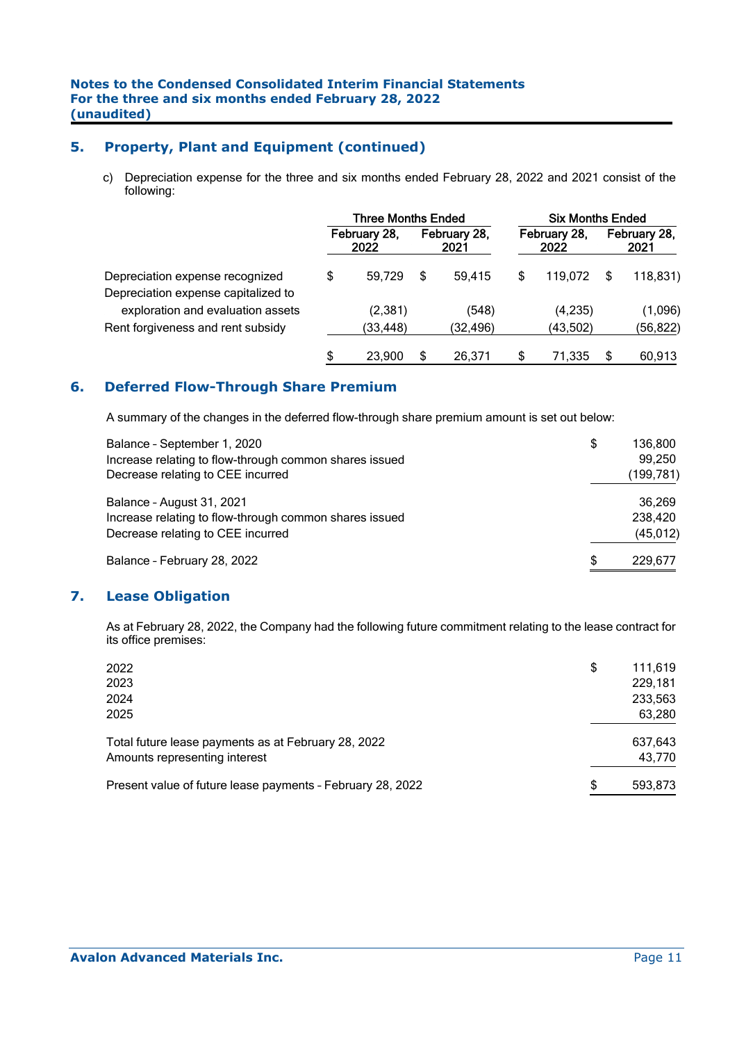## 5. Property, Plant and Equipment (continued)

c) Depreciation expense for the three and six months ended February 28, 2022 and 2021 consist of the following:

| | Three Months Ended | | Six Months Ended | |
|---|---|---|---|---|
| | February 28, 2022 | February 28, 2021 | February 28, 2022 | February 28, 2021 |
| Depreciation expense recognized | $ 59,729 | $ 59,415 | $ 119,072 | $ 118,831) |
| Depreciation expense capitalized to exploration and evaluation assets | (2,381) | (548) | (4,235) | (1,096) |
| Rent forgiveness and rent subsidy | (33,448) | (32,496) | (43,502) | (56,822) |
| | $ 23,900 | $ 26,371 | $ 71,335 | $ 60,913 |

## 6. Deferred Flow-Through Share Premium

A summary of the changes in the deferred flow-through share premium amount is set out below:

| | |
|---|---|
| Balance - September 1, 2020 | $ 136,800 |
| Increase relating to flow-through common shares issued | 99,250 |
| Decrease relating to CEE incurred | (199,781) |
| Balance - August 31, 2021 | 36,269 |
| Increase relating to flow-through common shares issued | 238,420 |
| Decrease relating to CEE incurred | (45,012) |
| Balance - February 28, 2022 | $ 229,677 |

## 7. Lease Obligation

As at February 28, 2022, the Company had the following future commitment relating to the lease contract for its office premises:

| | |
|---|---|
| 2022 | $ 111,619 |
| 2023 | 229,181 |
| 2024 | 233,563 |
| 2025 | 63,280 |
| Total future lease payments as at February 28, 2022 | 637,643 |
| Amounts representing interest | 43,770 |
| Present value of future lease payments - February 28, 2022 | $ 593,873 |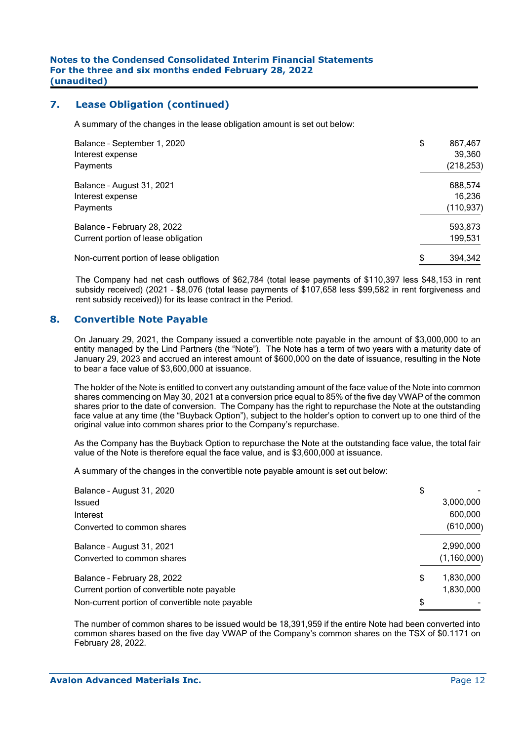## 7. Lease Obligation (continued)

A summary of the changes in the lease obligation amount is set out below:

| | | |
|---|---|---|
| Balance - September 1, 2020 | $ | 867,467 |
| Interest expense | | 39,360 |
| Payments | | (218,253) |
| Balance - August 31, 2021 | | 688,574 |
| Interest expense | | 16,236 |
| Payments | | (110,937) |
| Balance - February 28, 2022 | | 593,873 |
| Current portion of lease obligation | | 199,531 |
| Non-current portion of lease obligation | $ | 394,342 |

The Company had net cash outflows of $62,784 (total lease payments of $110,397 less $48,153 in rent subsidy received) (2021 - $8,076 (total lease payments of $107,658 less $99,582 in rent forgiveness and rent subsidy received)) for its lease contract in the Period.

## 8. Convertible Note Payable

On January 29, 2021, the Company issued a convertible note payable in the amount of $3,000,000 to an entity managed by the Lind Partners (the "Note"). The Note has a term of two years with a maturity date of January 29, 2023 and accrued an interest amount of $600,000 on the date of issuance, resulting in the Note to bear a face value of $3,600,000 at issuance.

The holder of the Note is entitled to convert any outstanding amount of the face value of the Note into common shares commencing on May 30, 2021 at a conversion price equal to 85% of the five day VWAP of the common shares prior to the date of conversion. The Company has the right to repurchase the Note at the outstanding face value at any time (the "Buyback Option"), subject to the holder's option to convert up to one third of the original value into common shares prior to the Company's repurchase.

As the Company has the Buyback Option to repurchase the Note at the outstanding face value, the total fair value of the Note is therefore equal the face value, and is $3,600,000 at issuance.

A summary of the changes in the convertible note payable amount is set out below:

| | | |
|---|---|---|
| Balance - August 31, 2020 | $ | - |
| Issued | | 3,000,000 |
| Interest | | 600,000 |
| Converted to common shares | | (610,000) |
| Balance - August 31, 2021 | | 2,990,000 |
| Converted to common shares | | (1,160,000) |
| Balance - February 28, 2022 | $ | 1,830,000 |
| Current portion of convertible note payable | | 1,830,000 |
| Non-current portion of convertible note payable | $ | - |

The number of common shares to be issued would be 18,391,959 if the entire Note had been converted into common shares based on the five day VWAP of the Company's common shares on the TSX of $0.1171 on February 28, 2022.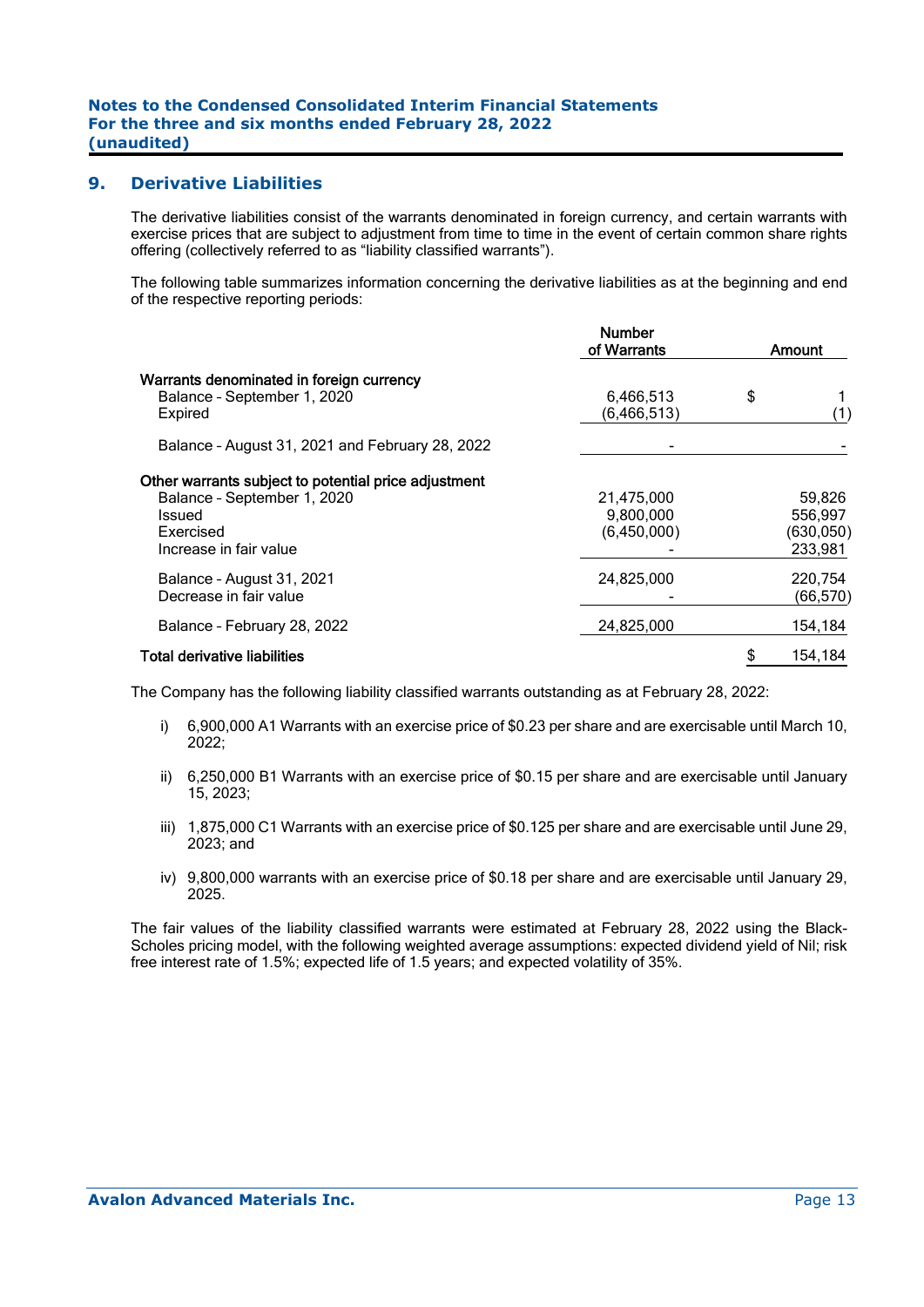## 9. Derivative Liabilities

The derivative liabilities consist of the warrants denominated in foreign currency, and certain warrants with exercise prices that are subject to adjustment from time to time in the event of certain common share rights offering (collectively referred to as "liability classified warrants").

The following table summarizes information concerning the derivative liabilities as at the beginning and end of the respective reporting periods:

| | Number of Warrants | Amount |
|---|---|---|
| **Warrants denominated in foreign currency** | | |
| Balance - September 1, 2020 | 6,466,513 | $ 1 |
| Expired | (6,466,513) | (1) |
| Balance - August 31, 2021 and February 28, 2022 | - | - |
| **Other warrants subject to potential price adjustment** | | |
| Balance - September 1, 2020 | 21,475,000 | 59,826 |
| Issued | 9,800,000 | 556,997 |
| Exercised | (6,450,000) | (630,050) |
| Increase in fair value | - | 233,981 |
| Balance - August 31, 2021 | 24,825,000 | 220,754 |
| Decrease in fair value | - | (66,570) |
| Balance - February 28, 2022 | 24,825,000 | 154,184 |
| **Total derivative liabilities** | | $ 154,184 |

The Company has the following liability classified warrants outstanding as at February 28, 2022:

i) 6,900,000 A1 Warrants with an exercise price of $0.23 per share and are exercisable until March 10, 2022;

ii) 6,250,000 B1 Warrants with an exercise price of $0.15 per share and are exercisable until January 15, 2023;

iii) 1,875,000 C1 Warrants with an exercise price of $0.125 per share and are exercisable until June 29, 2023; and

iv) 9,800,000 warrants with an exercise price of $0.18 per share and are exercisable until January 29, 2025.

The fair values of the liability classified warrants were estimated at February 28, 2022 using the Black-Scholes pricing model, with the following weighted average assumptions: expected dividend yield of Nil; risk free interest rate of 1.5%; expected life of 1.5 years; and expected volatility of 35%.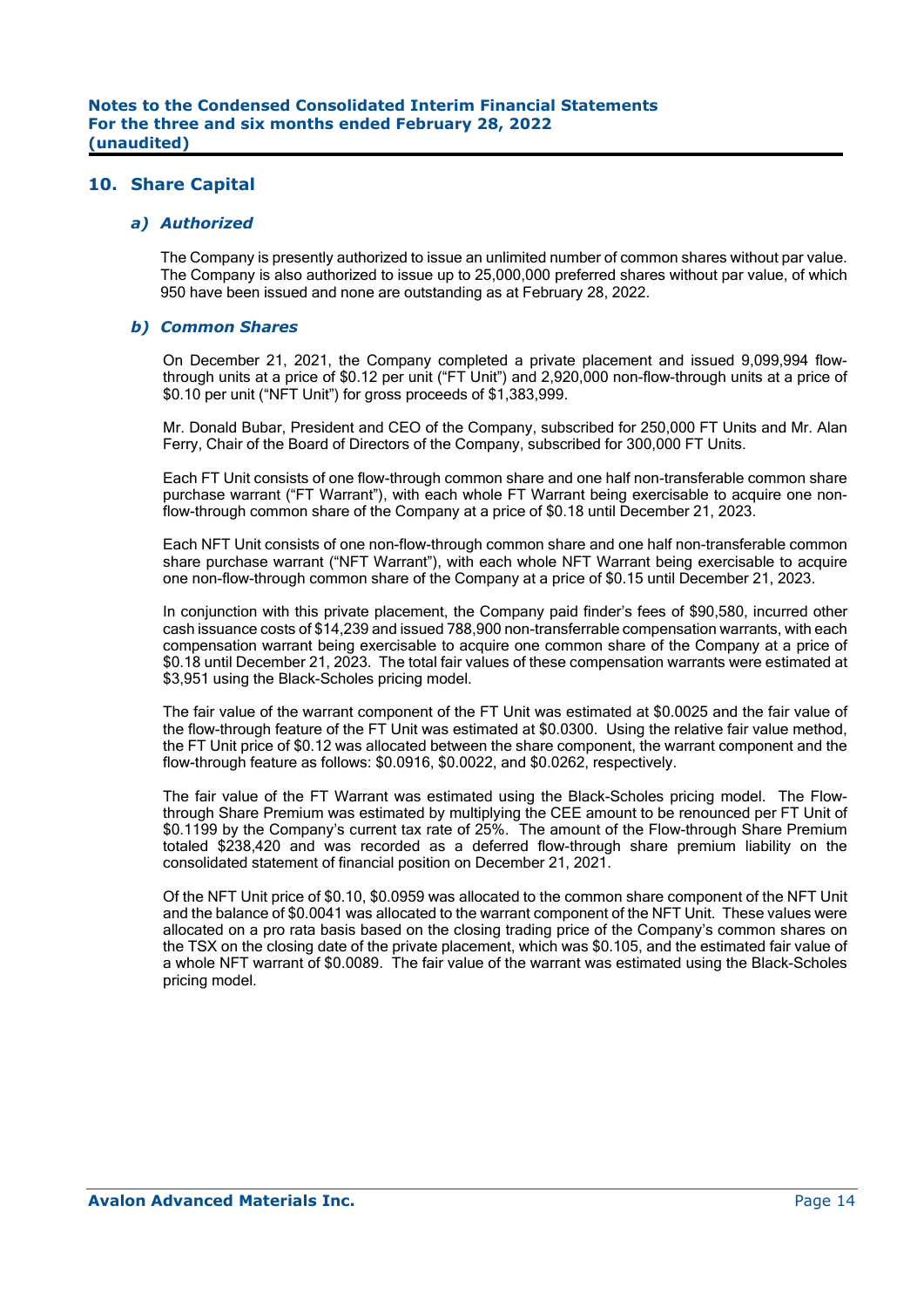## 10. Share Capital

### *a) Authorized*

The Company is presently authorized to issue an unlimited number of common shares without par value. The Company is also authorized to issue up to 25,000,000 preferred shares without par value, of which 950 have been issued and none are outstanding as at February 28, 2022.

### *b) Common Shares*

On December 21, 2021, the Company completed a private placement and issued 9,099,994 flow-through units at a price of $0.12 per unit ("FT Unit") and 2,920,000 non-flow-through units at a price of $0.10 per unit ("NFT Unit") for gross proceeds of $1,383,999.

Mr. Donald Bubar, President and CEO of the Company, subscribed for 250,000 FT Units and Mr. Alan Ferry, Chair of the Board of Directors of the Company, subscribed for 300,000 FT Units.

Each FT Unit consists of one flow-through common share and one half non-transferable common share purchase warrant ("FT Warrant"), with each whole FT Warrant being exercisable to acquire one non-flow-through common share of the Company at a price of $0.18 until December 21, 2023.

Each NFT Unit consists of one non-flow-through common share and one half non-transferable common share purchase warrant ("NFT Warrant"), with each whole NFT Warrant being exercisable to acquire one non-flow-through common share of the Company at a price of $0.15 until December 21, 2023.

In conjunction with this private placement, the Company paid finder's fees of $90,580, incurred other cash issuance costs of $14,239 and issued 788,900 non-transferrable compensation warrants, with each compensation warrant being exercisable to acquire one common share of the Company at a price of $0.18 until December 21, 2023. The total fair values of these compensation warrants were estimated at $3,951 using the Black-Scholes pricing model.

The fair value of the warrant component of the FT Unit was estimated at $0.0025 and the fair value of the flow-through feature of the FT Unit was estimated at $0.0300. Using the relative fair value method, the FT Unit price of $0.12 was allocated between the share component, the warrant component and the flow-through feature as follows: $0.0916, $0.0022, and $0.0262, respectively.

The fair value of the FT Warrant was estimated using the Black-Scholes pricing model. The Flow-through Share Premium was estimated by multiplying the CEE amount to be renounced per FT Unit of $0.1199 by the Company's current tax rate of 25%. The amount of the Flow-through Share Premium totaled $238,420 and was recorded as a deferred flow-through share premium liability on the consolidated statement of financial position on December 21, 2021.

Of the NFT Unit price of $0.10, $0.0959 was allocated to the common share component of the NFT Unit and the balance of $0.0041 was allocated to the warrant component of the NFT Unit. These values were allocated on a pro rata basis based on the closing trading price of the Company's common shares on the TSX on the closing date of the private placement, which was $0.105, and the estimated fair value of a whole NFT warrant of $0.0089. The fair value of the warrant was estimated using the Black-Scholes pricing model.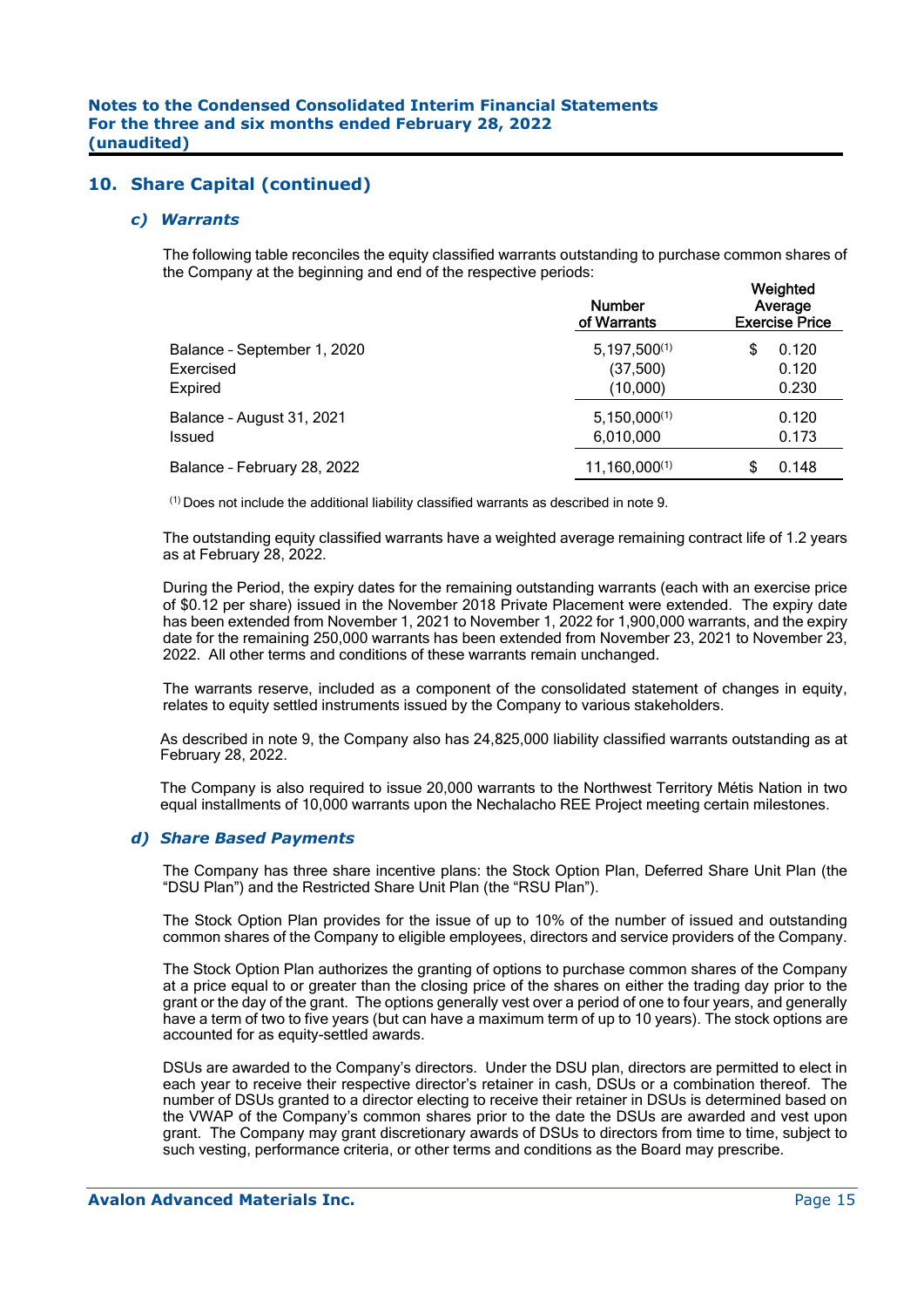## 10. Share Capital (continued)

### *c) Warrants*

The following table reconciles the equity classified warrants outstanding to purchase common shares of the Company at the beginning and end of the respective periods:

| | Number of Warrants | Weighted Average Exercise Price |
|---|---|---|
| Balance - September 1, 2020 | 5,197,500[(1)] | $ 0.120 |
| Exercised | (37,500) | 0.120 |
| Expired | (10,000) | 0.230 |
| Balance - August 31, 2021 | 5,150,000[(1)] | 0.120 |
| Issued | 6,010,000 | 0.173 |
| Balance - February 28, 2022 | 11,160,000[(1)] | $ 0.148 |

[(1)] Does not include the additional liability classified warrants as described in note 9.

The outstanding equity classified warrants have a weighted average remaining contract life of 1.2 years as at February 28, 2022.

During the Period, the expiry dates for the remaining outstanding warrants (each with an exercise price of $0.12 per share) issued in the November 2018 Private Placement were extended. The expiry date has been extended from November 1, 2021 to November 1, 2022 for 1,900,000 warrants, and the expiry date for the remaining 250,000 warrants has been extended from November 23, 2021 to November 23, 2022. All other terms and conditions of these warrants remain unchanged.

The warrants reserve, included as a component of the consolidated statement of changes in equity, relates to equity settled instruments issued by the Company to various stakeholders.

As described in note 9, the Company also has 24,825,000 liability classified warrants outstanding as at February 28, 2022.

The Company is also required to issue 20,000 warrants to the Northwest Territory Métis Nation in two equal installments of 10,000 warrants upon the Nechalacho REE Project meeting certain milestones.

### *d) Share Based Payments*

The Company has three share incentive plans: the Stock Option Plan, Deferred Share Unit Plan (the "DSU Plan") and the Restricted Share Unit Plan (the "RSU Plan").

The Stock Option Plan provides for the issue of up to 10% of the number of issued and outstanding common shares of the Company to eligible employees, directors and service providers of the Company.

The Stock Option Plan authorizes the granting of options to purchase common shares of the Company at a price equal to or greater than the closing price of the shares on either the trading day prior to the grant or the day of the grant. The options generally vest over a period of one to four years, and generally have a term of two to five years (but can have a maximum term of up to 10 years). The stock options are accounted for as equity-settled awards.

DSUs are awarded to the Company's directors. Under the DSU plan, directors are permitted to elect in each year to receive their respective director's retainer in cash, DSUs or a combination thereof. The number of DSUs granted to a director electing to receive their retainer in DSUs is determined based on the VWAP of the Company's common shares prior to the date the DSUs are awarded and vest upon grant. The Company may grant discretionary awards of DSUs to directors from time to time, subject to such vesting, performance criteria, or other terms and conditions as the Board may prescribe.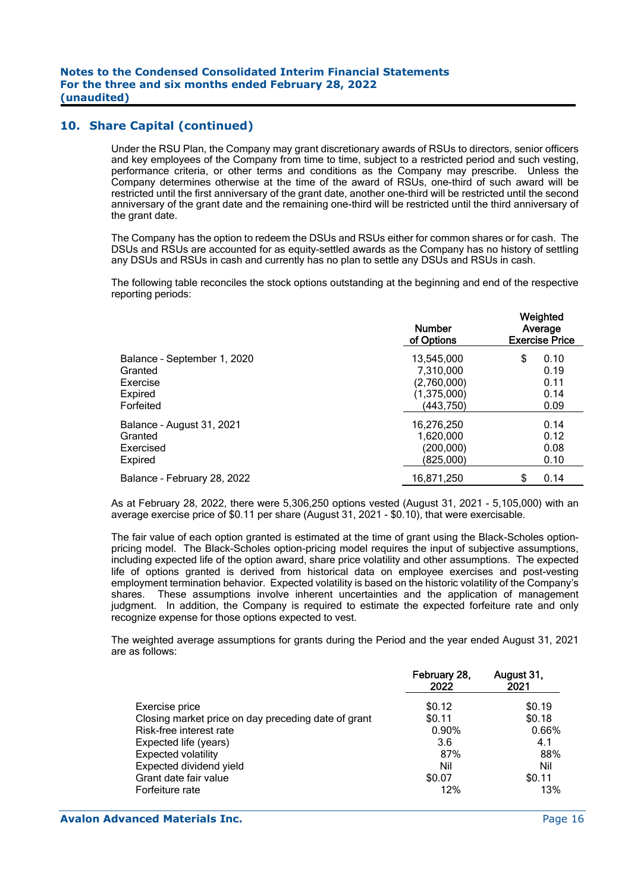## 10. Share Capital (continued)

Under the RSU Plan, the Company may grant discretionary awards of RSUs to directors, senior officers and key employees of the Company from time to time, subject to a restricted period and such vesting, performance criteria, or other terms and conditions as the Company may prescribe. Unless the Company determines otherwise at the time of the award of RSUs, one-third of such award will be restricted until the first anniversary of the grant date, another one-third will be restricted until the second anniversary of the grant date and the remaining one-third will be restricted until the third anniversary of the grant date.

The Company has the option to redeem the DSUs and RSUs either for common shares or for cash. The DSUs and RSUs are accounted for as equity-settled awards as the Company has no history of settling any DSUs and RSUs in cash and currently has no plan to settle any DSUs and RSUs in cash.

The following table reconciles the stock options outstanding at the beginning and end of the respective reporting periods:

| | Number of Options | Weighted Average Exercise Price |
|---|---|---|
| Balance - September 1, 2020 | 13,545,000 | $ 0.10 |
| Granted | 7,310,000 | 0.19 |
| Exercise | (2,760,000) | 0.11 |
| Expired | (1,375,000) | 0.14 |
| Forfeited | (443,750) | 0.09 |
| Balance - August 31, 2021 | 16,276,250 | 0.14 |
| Granted | 1,620,000 | 0.12 |
| Exercised | (200,000) | 0.08 |
| Expired | (825,000) | 0.10 |
| Balance - February 28, 2022 | 16,871,250 | $ 0.14 |

As at February 28, 2022, there were 5,306,250 options vested (August 31, 2021 - 5,105,000) with an average exercise price of $0.11 per share (August 31, 2021 - $0.10), that were exercisable.

The fair value of each option granted is estimated at the time of grant using the Black-Scholes option-pricing model. The Black-Scholes option-pricing model requires the input of subjective assumptions, including expected life of the option award, share price volatility and other assumptions. The expected life of options granted is derived from historical data on employee exercises and post-vesting employment termination behavior. Expected volatility is based on the historic volatility of the Company's shares. These assumptions involve inherent uncertainties and the application of management judgment. In addition, the Company is required to estimate the expected forfeiture rate and only recognize expense for those options expected to vest.

The weighted average assumptions for grants during the Period and the year ended August 31, 2021 are as follows:

| | February 28, 2022 | August 31, 2021 |
|---|---|---|
| Exercise price | $0.12 | $0.19 |
| Closing market price on day preceding date of grant | $0.11 | $0.18 |
| Risk-free interest rate | 0.90% | 0.66% |
| Expected life (years) | 3.6 | 4.1 |
| Expected volatility | 87% | 88% |
| Expected dividend yield | Nil | Nil |
| Grant date fair value | $0.07 | $0.11 |
| Forfeiture rate | 12% | 13% |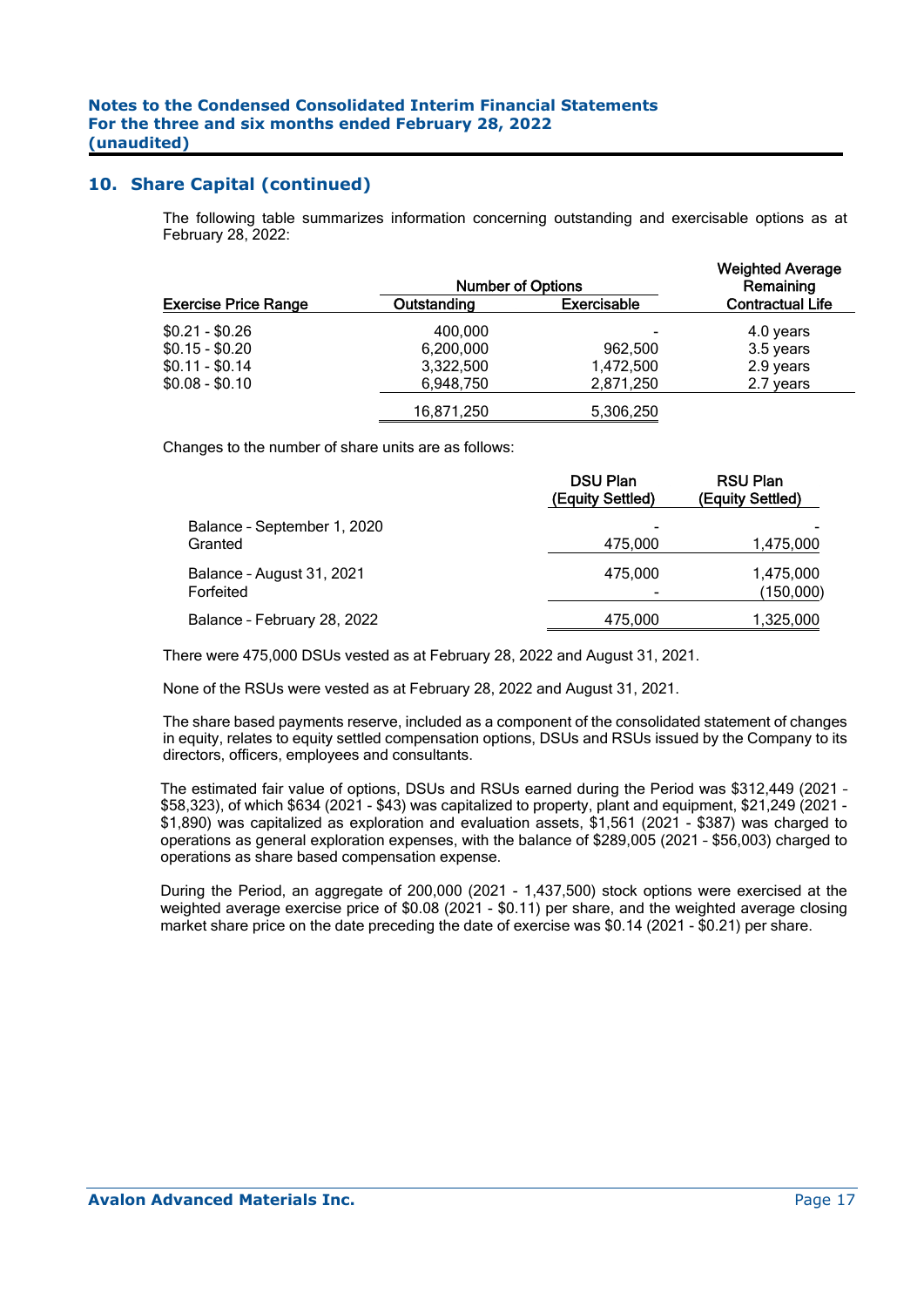## 10. Share Capital (continued)

The following table summarizes information concerning outstanding and exercisable options as at February 28, 2022:

| Exercise Price Range | Number of Options | | Weighted Average Remaining Contractual Life |
|---|---|---|---|
| | Outstanding | Exercisable | |
| $0.21 - $0.26 | 400,000 | - | 4.0 years |
| $0.15 - $0.20 | 6,200,000 | 962,500 | 3.5 years |
| $0.11 - $0.14 | 3,322,500 | 1,472,500 | 2.9 years |
| $0.08 - $0.10 | 6,948,750 | 2,871,250 | 2.7 years |
| | 16,871,250 | 5,306,250 | |

Changes to the number of share units are as follows:

| | DSU Plan (Equity Settled) | RSU Plan (Equity Settled) |
|---|---|---|
| Balance – September 1, 2020 | - | - |
| Granted | 475,000 | 1,475,000 |
| Balance – August 31, 2021 | 475,000 | 1,475,000 |
| Forfeited | - | (150,000) |
| Balance – February 28, 2022 | 475,000 | 1,325,000 |

There were 475,000 DSUs vested as at February 28, 2022 and August 31, 2021.

None of the RSUs were vested as at February 28, 2022 and August 31, 2021.

The share based payments reserve, included as a component of the consolidated statement of changes in equity, relates to equity settled compensation options, DSUs and RSUs issued by the Company to its directors, officers, employees and consultants.

The estimated fair value of options, DSUs and RSUs earned during the Period was $312,449 (2021 – $58,323), of which $634 (2021 - $43) was capitalized to property, plant and equipment, $21,249 (2021 - $1,890) was capitalized as exploration and evaluation assets, $1,561 (2021 - $387) was charged to operations as general exploration expenses, with the balance of $289,005 (2021 – $56,003) charged to operations as share based compensation expense.

During the Period, an aggregate of 200,000 (2021 - 1,437,500) stock options were exercised at the weighted average exercise price of $0.08 (2021 - $0.11) per share, and the weighted average closing market share price on the date preceding the date of exercise was $0.14 (2021 - $0.21) per share.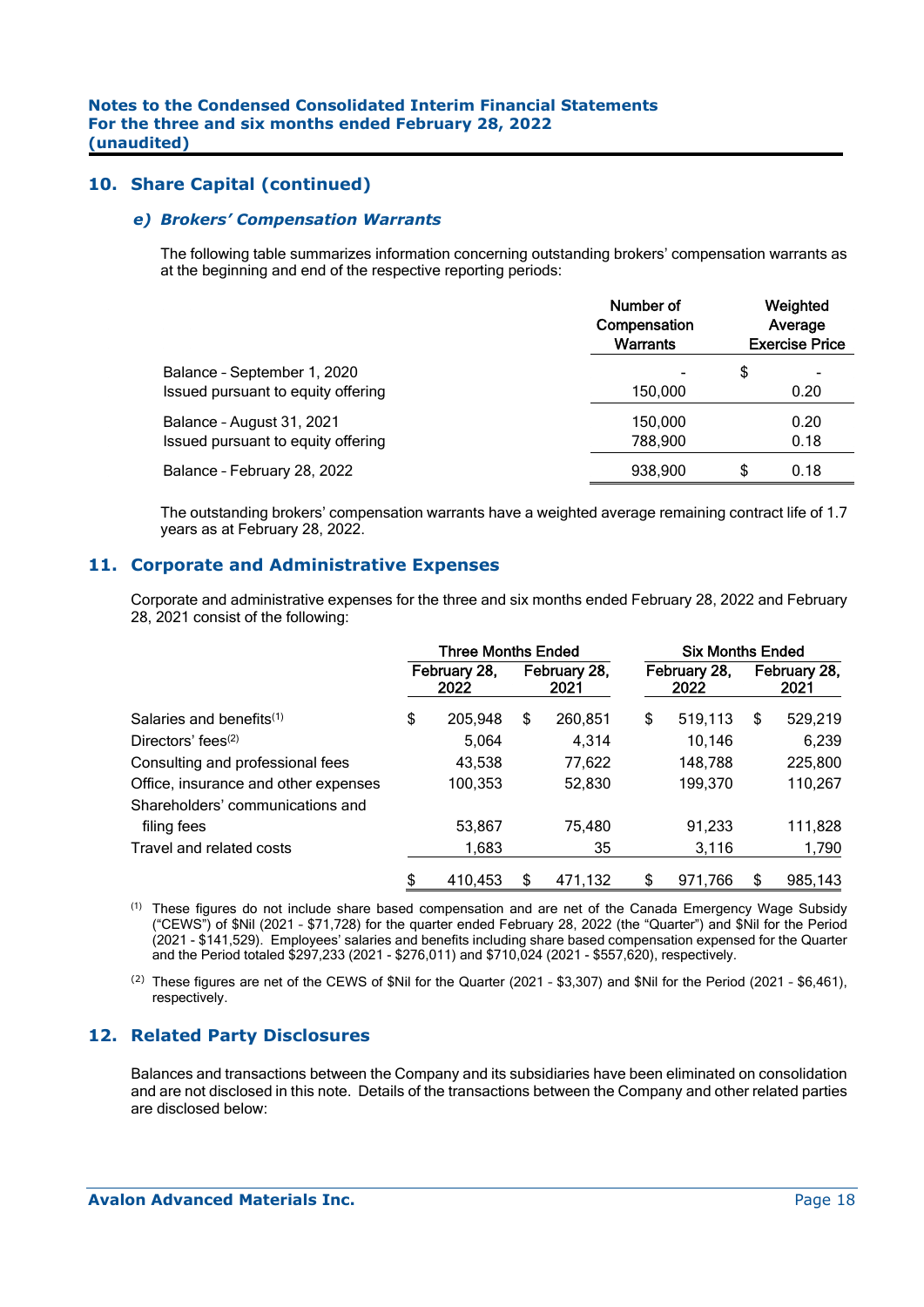## 10. Share Capital (continued)

### *e) Brokers' Compensation Warrants*

The following table summarizes information concerning outstanding brokers' compensation warrants as at the beginning and end of the respective reporting periods:

| | Number of Compensation Warrants | Weighted Average Exercise Price |
|---|---|---|
| Balance - September 1, 2020 | - | $ - |
| Issued pursuant to equity offering | 150,000 | 0.20 |
| Balance - August 31, 2021 | 150,000 | 0.20 |
| Issued pursuant to equity offering | 788,900 | 0.18 |
| Balance - February 28, 2022 | 938,900 | $ 0.18 |

The outstanding brokers' compensation warrants have a weighted average remaining contract life of 1.7 years as at February 28, 2022.

## 11. Corporate and Administrative Expenses

Corporate and administrative expenses for the three and six months ended February 28, 2022 and February 28, 2021 consist of the following:

| | Three Months Ended | | Six Months Ended | |
|---|---|---|---|---|
| | February 28, 2022 | February 28, 2021 | February 28, 2022 | February 28, 2021 |
| Salaries and benefits[(1)] | $ 205,948 | $ 260,851 | $ 519,113 | $ 529,219 |
| Directors' fees[(2)] | 5,064 | 4,314 | 10,146 | 6,239 |
| Consulting and professional fees | 43,538 | 77,622 | 148,788 | 225,800 |
| Office, insurance and other expenses | 100,353 | 52,830 | 199,370 | 110,267 |
| Shareholders' communications and filing fees | 53,867 | 75,480 | 91,233 | 111,828 |
| Travel and related costs | 1,683 | 35 | 3,116 | 1,790 |
| | $ 410,453 | $ 471,132 | $ 971,766 | $ 985,143 |

(1) These figures do not include share based compensation and are net of the Canada Emergency Wage Subsidy ("CEWS") of $Nil (2021 - $71,728) for the quarter ended February 28, 2022 (the "Quarter") and $Nil for the Period (2021 - $141,529). Employees' salaries and benefits including share based compensation expensed for the Quarter and the Period totaled $297,233 (2021 - $276,011) and $710,024 (2021 - $557,620), respectively.

(2) These figures are net of the CEWS of $Nil for the Quarter (2021 - $3,307) and $Nil for the Period (2021 - $6,461), respectively.

## 12. Related Party Disclosures

Balances and transactions between the Company and its subsidiaries have been eliminated on consolidation and are not disclosed in this note. Details of the transactions between the Company and other related parties are disclosed below: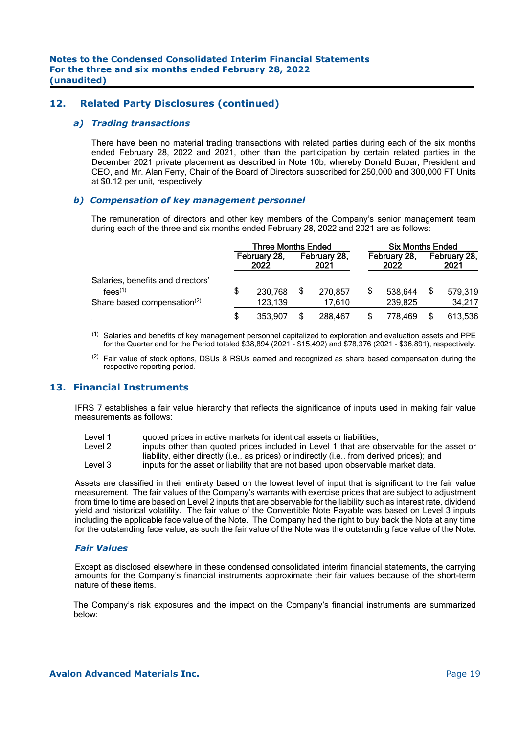## 12. Related Party Disclosures (continued)

### *a) Trading transactions*

There have been no material trading transactions with related parties during each of the six months ended February 28, 2022 and 2021, other than the participation by certain related parties in the December 2021 private placement as described in Note 10b, whereby Donald Bubar, President and CEO, and Mr. Alan Ferry, Chair of the Board of Directors subscribed for 250,000 and 300,000 FT Units at $0.12 per unit, respectively.

### *b) Compensation of key management personnel*

The remuneration of directors and other key members of the Company's senior management team during each of the three and six months ended February 28, 2022 and 2021 are as follows:

| | Three Months Ended | | Six Months Ended | |
|---|---|---|---|---|
| | February 28, 2022 | February 28, 2021 | February 28, 2022 | February 28, 2021 |
| Salaries, benefits and directors' fees[(1)] | $ 230,768 | $ 270,857 | $ 538,644 | $ 579,319 |
| Share based compensation[(2)] | 123,139 | 17,610 | 239,825 | 34,217 |
| | $ 353,907 | $ 288,467 | $ 778,469 | $ 613,536 |

[(1)] Salaries and benefits of key management personnel capitalized to exploration and evaluation assets and PPE for the Quarter and for the Period totaled $38,894 (2021 - $15,492) and $78,376 (2021 - $36,891), respectively.

[(2)] Fair value of stock options, DSUs & RSUs earned and recognized as share based compensation during the respective reporting period.

## 13. Financial Instruments

IFRS 7 establishes a fair value hierarchy that reflects the significance of inputs used in making fair value measurements as follows:

- Level 1 quoted prices in active markets for identical assets or liabilities;
- Level 2 inputs other than quoted prices included in Level 1 that are observable for the asset or liability, either directly (i.e., as prices) or indirectly (i.e., from derived prices); and
- Level 3 inputs for the asset or liability that are not based upon observable market data.

Assets are classified in their entirety based on the lowest level of input that is significant to the fair value measurement. The fair values of the Company's warrants with exercise prices that are subject to adjustment from time to time are based on Level 2 inputs that are observable for the liability such as interest rate, dividend yield and historical volatility. The fair value of the Convertible Note Payable was based on Level 3 inputs including the applicable face value of the Note. The Company had the right to buy back the Note at any time for the outstanding face value, as such the fair value of the Note was the outstanding face value of the Note.

### *Fair Values*

Except as disclosed elsewhere in these condensed consolidated interim financial statements, the carrying amounts for the Company's financial instruments approximate their fair values because of the short-term nature of these items.

The Company's risk exposures and the impact on the Company's financial instruments are summarized below: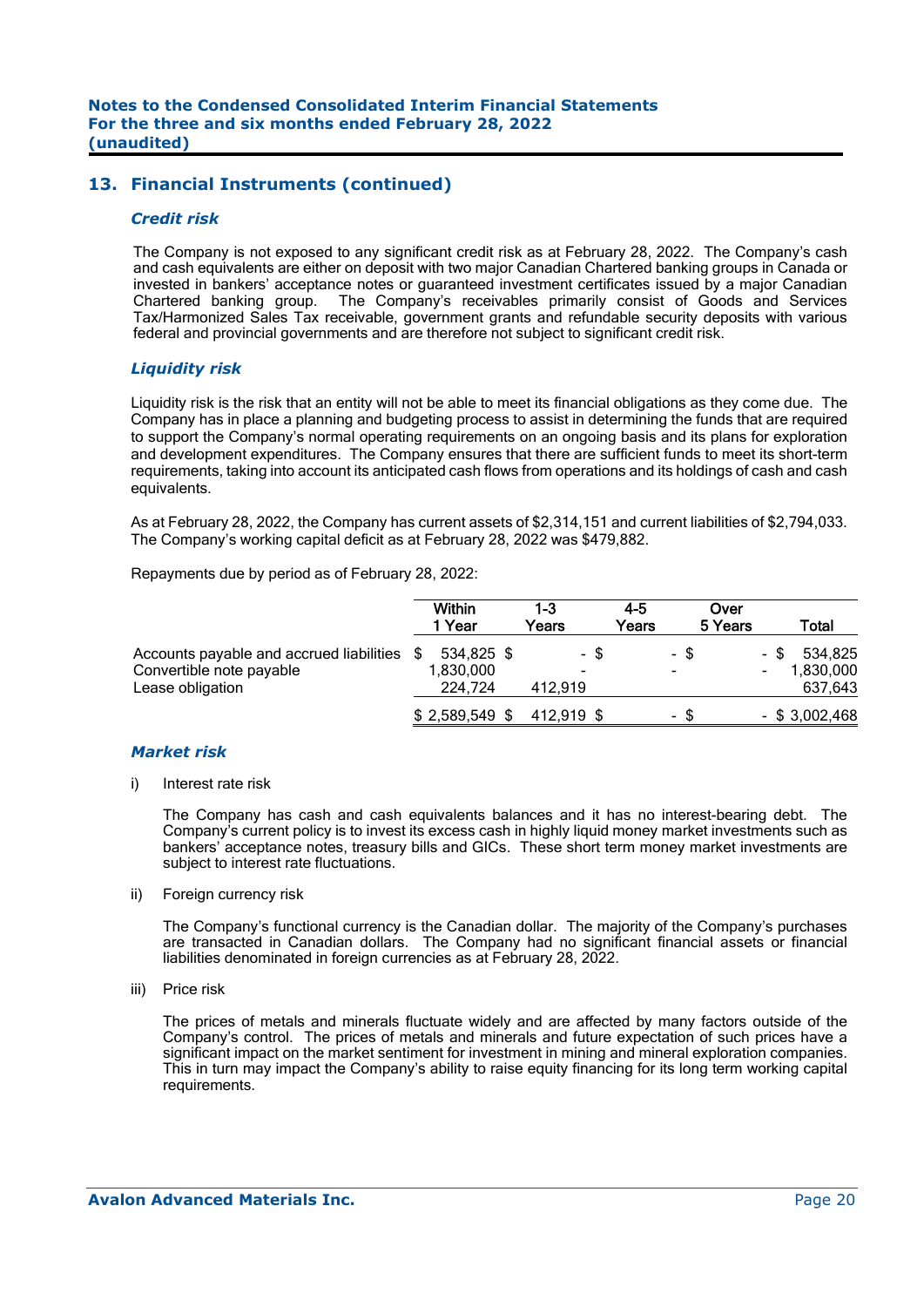## 13. Financial Instruments (continued)

### *Credit risk*

The Company is not exposed to any significant credit risk as at February 28, 2022. The Company's cash and cash equivalents are either on deposit with two major Canadian Chartered banking groups in Canada or invested in bankers' acceptance notes or guaranteed investment certificates issued by a major Canadian Chartered banking group. The Company's receivables primarily consist of Goods and Services Tax/Harmonized Sales Tax receivable, government grants and refundable security deposits with various federal and provincial governments and are therefore not subject to significant credit risk.

### *Liquidity risk*

Liquidity risk is the risk that an entity will not be able to meet its financial obligations as they come due. The Company has in place a planning and budgeting process to assist in determining the funds that are required to support the Company's normal operating requirements on an ongoing basis and its plans for exploration and development expenditures. The Company ensures that there are sufficient funds to meet its short-term requirements, taking into account its anticipated cash flows from operations and its holdings of cash and cash equivalents.

As at February 28, 2022, the Company has current assets of $2,314,151 and current liabilities of $2,794,033. The Company's working capital deficit as at February 28, 2022 was $479,882.

Repayments due by period as of February 28, 2022:

| | Within 1 Year | 1-3 Years | 4-5 Years | Over 5 Years | Total |
|---|---|---|---|---|---|
| Accounts payable and accrued liabilities | $ 534,825 | $ - | $ - | $ - | $ 534,825 |
| Convertible note payable | 1,830,000 | - | - | - | 1,830,000 |
| Lease obligation | 224,724 | 412,919 | | | 637,643 |
| | $ 2,589,549 | $ 412,919 | $ - | $ - | $ 3,002,468 |

### *Market risk*

i) Interest rate risk

The Company has cash and cash equivalents balances and it has no interest-bearing debt. The Company's current policy is to invest its excess cash in highly liquid money market investments such as bankers' acceptance notes, treasury bills and GICs. These short term money market investments are subject to interest rate fluctuations.

ii) Foreign currency risk

The Company's functional currency is the Canadian dollar. The majority of the Company's purchases are transacted in Canadian dollars. The Company had no significant financial assets or financial liabilities denominated in foreign currencies as at February 28, 2022.

iii) Price risk

The prices of metals and minerals fluctuate widely and are affected by many factors outside of the Company's control. The prices of metals and minerals and future expectation of such prices have a significant impact on the market sentiment for investment in mining and mineral exploration companies. This in turn may impact the Company's ability to raise equity financing for its long term working capital requirements.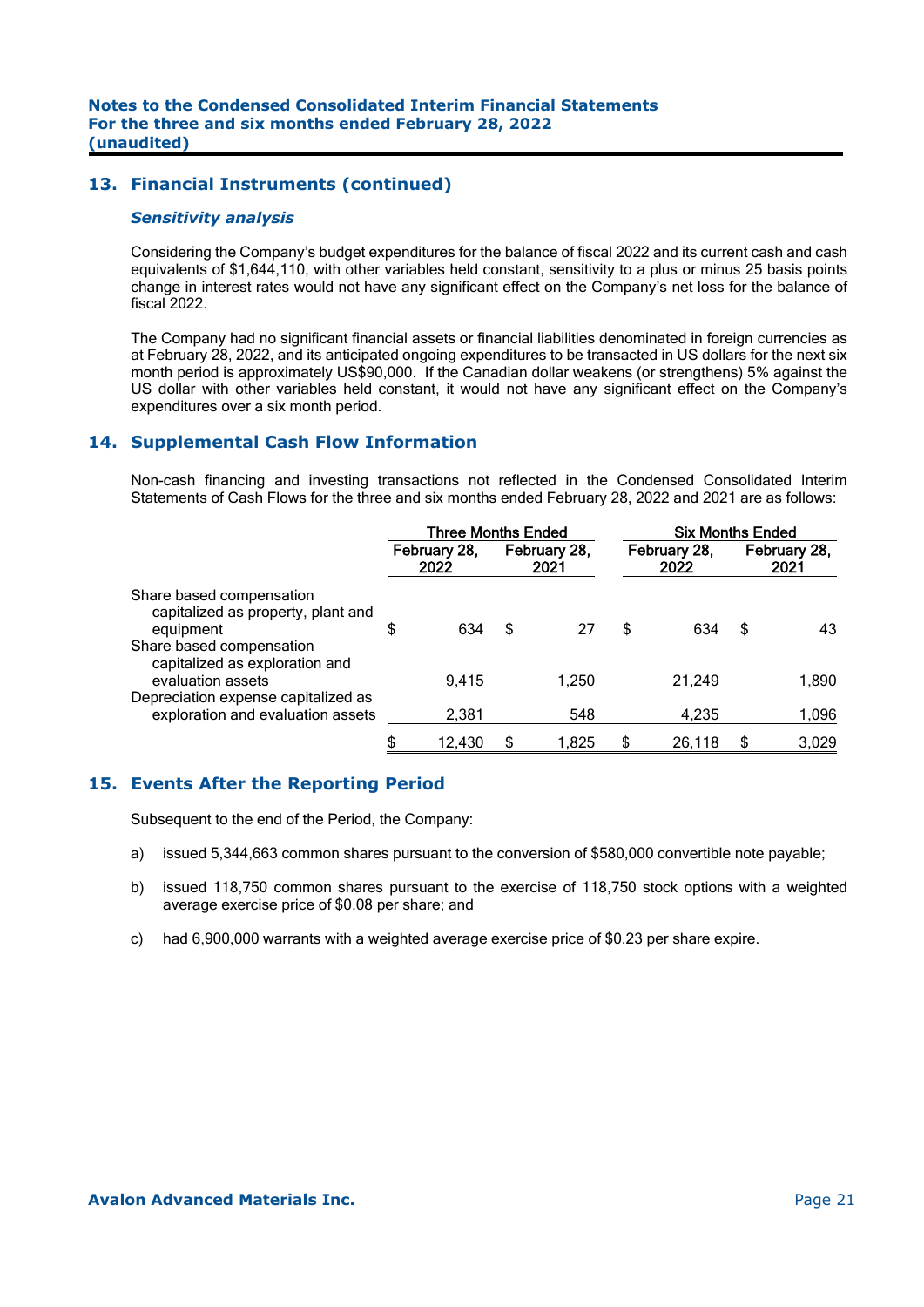## 13. Financial Instruments (continued)

### *Sensitivity analysis*

Considering the Company's budget expenditures for the balance of fiscal 2022 and its current cash and cash equivalents of $1,644,110, with other variables held constant, sensitivity to a plus or minus 25 basis points change in interest rates would not have any significant effect on the Company's net loss for the balance of fiscal 2022.

The Company had no significant financial assets or financial liabilities denominated in foreign currencies as at February 28, 2022, and its anticipated ongoing expenditures to be transacted in US dollars for the next six month period is approximately US$90,000. If the Canadian dollar weakens (or strengthens) 5% against the US dollar with other variables held constant, it would not have any significant effect on the Company's expenditures over a six month period.

## 14. Supplemental Cash Flow Information

Non-cash financing and investing transactions not reflected in the Condensed Consolidated Interim Statements of Cash Flows for the three and six months ended February 28, 2022 and 2021 are as follows:

| | Three Months Ended | | Six Months Ended | |
|---|---|---|---|---|
| | February 28, 2022 | February 28, 2021 | February 28, 2022 | February 28, 2021 |
| Share based compensation capitalized as property, plant and equipment | $ 634 | $ 27 | $ 634 | $ 43 |
| Share based compensation capitalized as exploration and evaluation assets | 9,415 | 1,250 | 21,249 | 1,890 |
| Depreciation expense capitalized as exploration and evaluation assets | 2,381 | 548 | 4,235 | 1,096 |
| | $ 12,430 | $ 1,825 | $ 26,118 | $ 3,029 |

## 15. Events After the Reporting Period

Subsequent to the end of the Period, the Company:

a) issued 5,344,663 common shares pursuant to the conversion of $580,000 convertible note payable;

b) issued 118,750 common shares pursuant to the exercise of 118,750 stock options with a weighted average exercise price of $0.08 per share; and

c) had 6,900,000 warrants with a weighted average exercise price of $0.23 per share expire.